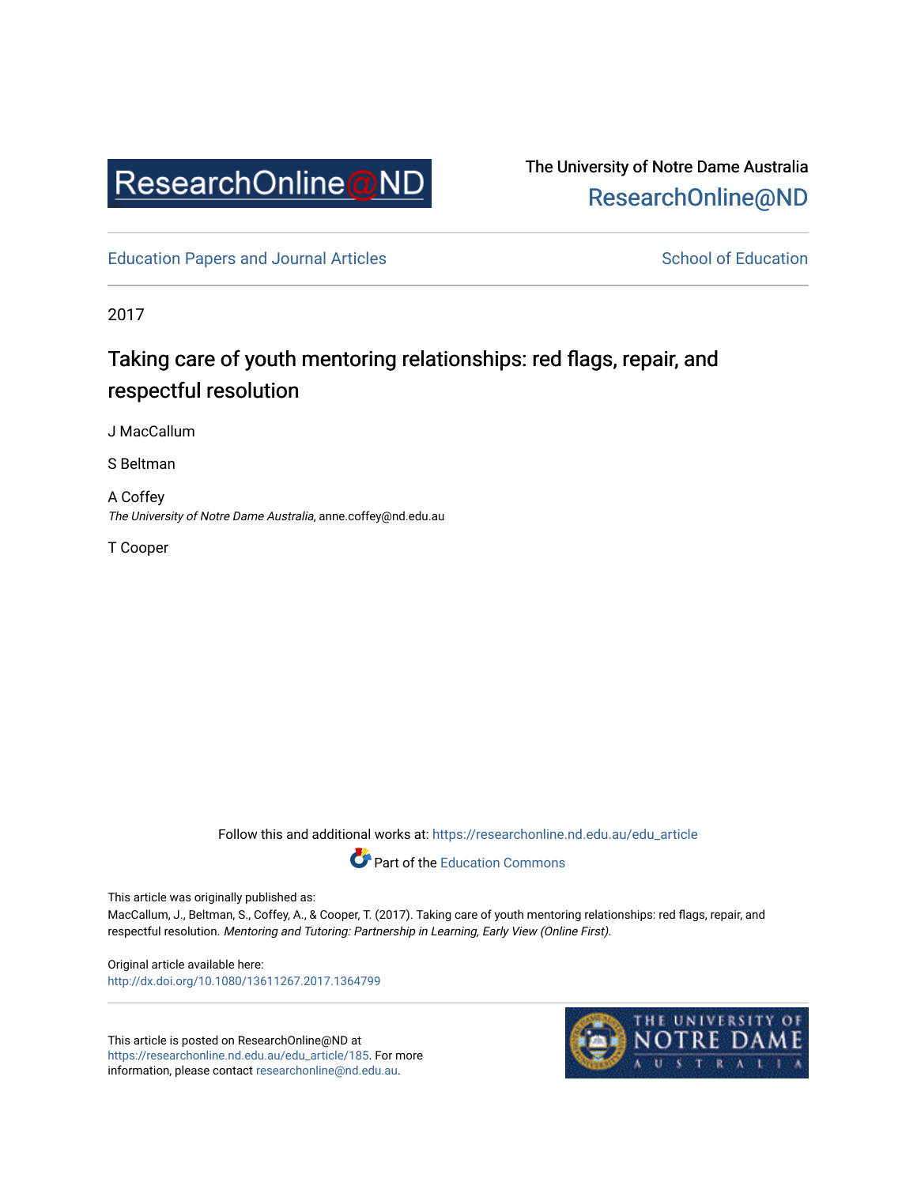ResearchOnline@ND

The University of Notre Dame Australia
ResearchOnline@ND

Education Papers and Journal Articles

School of Education

2017

# Taking care of youth mentoring relationships: red flags, repair, and respectful resolution

J MacCallum

S Beltman

A Coffey
*The University of Notre Dame Australia*, anne.coffey@nd.edu.au

T Cooper

Follow this and additional works at: https://researchonline.nd.edu.au/edu_article

Part of the Education Commons

This article was originally published as:
MacCallum, J., Beltman, S., Coffey, A., & Cooper, T. (2017). Taking care of youth mentoring relationships: red flags, repair, and respectful resolution. *Mentoring and Tutoring: Partnership in Learning, Early View (Online First).*

Original article available here:
http://dx.doi.org/10.1080/13611267.2017.1364799

This article is posted on ResearchOnline@ND at https://researchonline.nd.edu.au/edu_article/185. For more information, please contact researchonline@nd.edu.au.

THE UNIVERSITY OF NOTRE DAME AUSTRALIA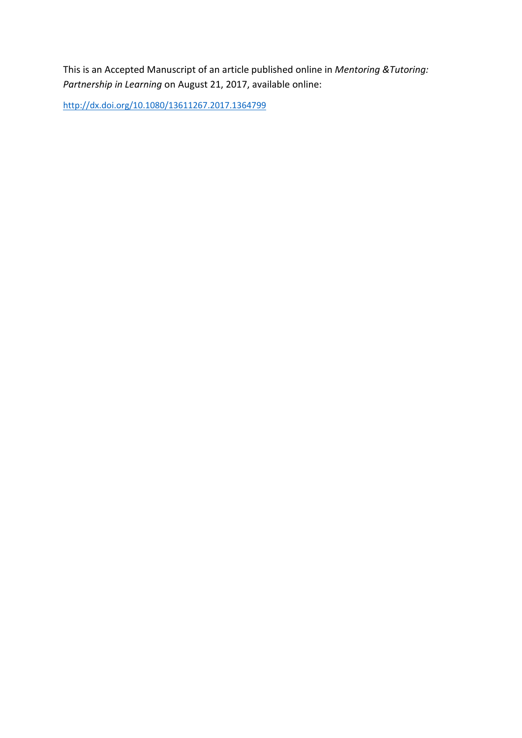This is an Accepted Manuscript of an article published online in *Mentoring &Tutoring: Partnership in Learning* on August 21, 2017, available online:

http://dx.doi.org/10.1080/13611267.2017.1364799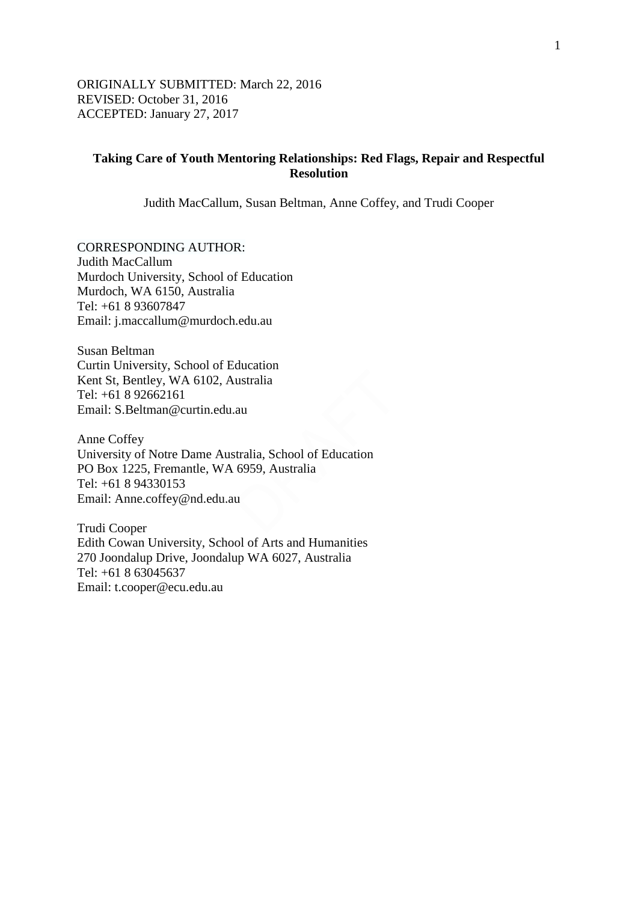ORIGINALLY SUBMITTED: March 22, 2016
REVISED: October 31, 2016
ACCEPTED: January 27, 2017

# Taking Care of Youth Mentoring Relationships: Red Flags, Repair and Respectful Resolution

Judith MacCallum, Susan Beltman, Anne Coffey, and Trudi Cooper

CORRESPONDING AUTHOR:
Judith MacCallum
Murdoch University, School of Education
Murdoch, WA 6150, Australia
Tel: +61 8 93607847
Email: j.maccallum@murdoch.edu.au

Susan Beltman
Curtin University, School of Education
Kent St, Bentley, WA 6102, Australia
Tel: +61 8 92662161
Email: S.Beltman@curtin.edu.au

Anne Coffey
University of Notre Dame Australia, School of Education
PO Box 1225, Fremantle, WA 6959, Australia
Tel: +61 8 94330153
Email: Anne.coffey@nd.edu.au

Trudi Cooper
Edith Cowan University, School of Arts and Humanities
270 Joondalup Drive, Joondalup WA 6027, Australia
Tel: +61 8 63045637
Email: t.cooper@ecu.edu.au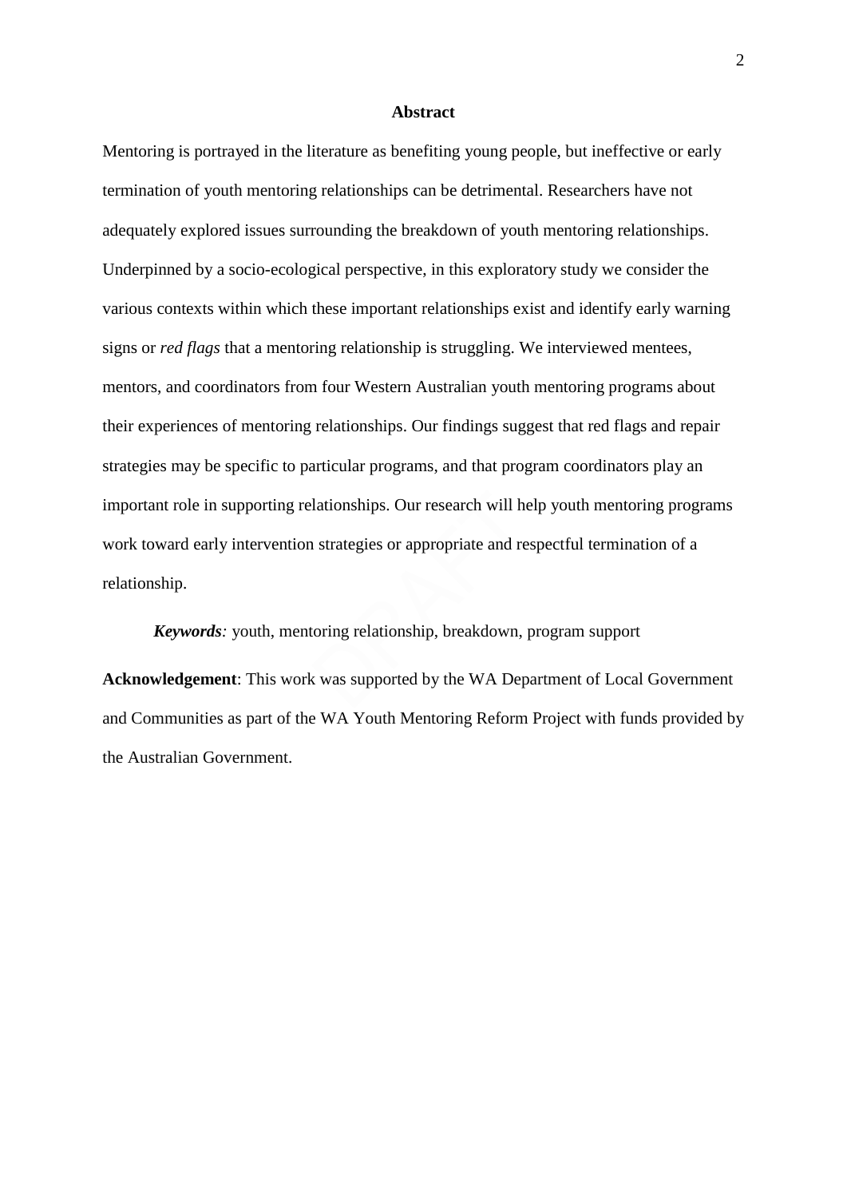## Abstract

Mentoring is portrayed in the literature as benefiting young people, but ineffective or early termination of youth mentoring relationships can be detrimental. Researchers have not adequately explored issues surrounding the breakdown of youth mentoring relationships. Underpinned by a socio-ecological perspective, in this exploratory study we consider the various contexts within which these important relationships exist and identify early warning signs or *red flags* that a mentoring relationship is struggling. We interviewed mentees, mentors, and coordinators from four Western Australian youth mentoring programs about their experiences of mentoring relationships. Our findings suggest that red flags and repair strategies may be specific to particular programs, and that program coordinators play an important role in supporting relationships. Our research will help youth mentoring programs work toward early intervention strategies or appropriate and respectful termination of a relationship.

***Keywords****:* youth, mentoring relationship, breakdown, program support

**Acknowledgement**: This work was supported by the WA Department of Local Government and Communities as part of the WA Youth Mentoring Reform Project with funds provided by the Australian Government.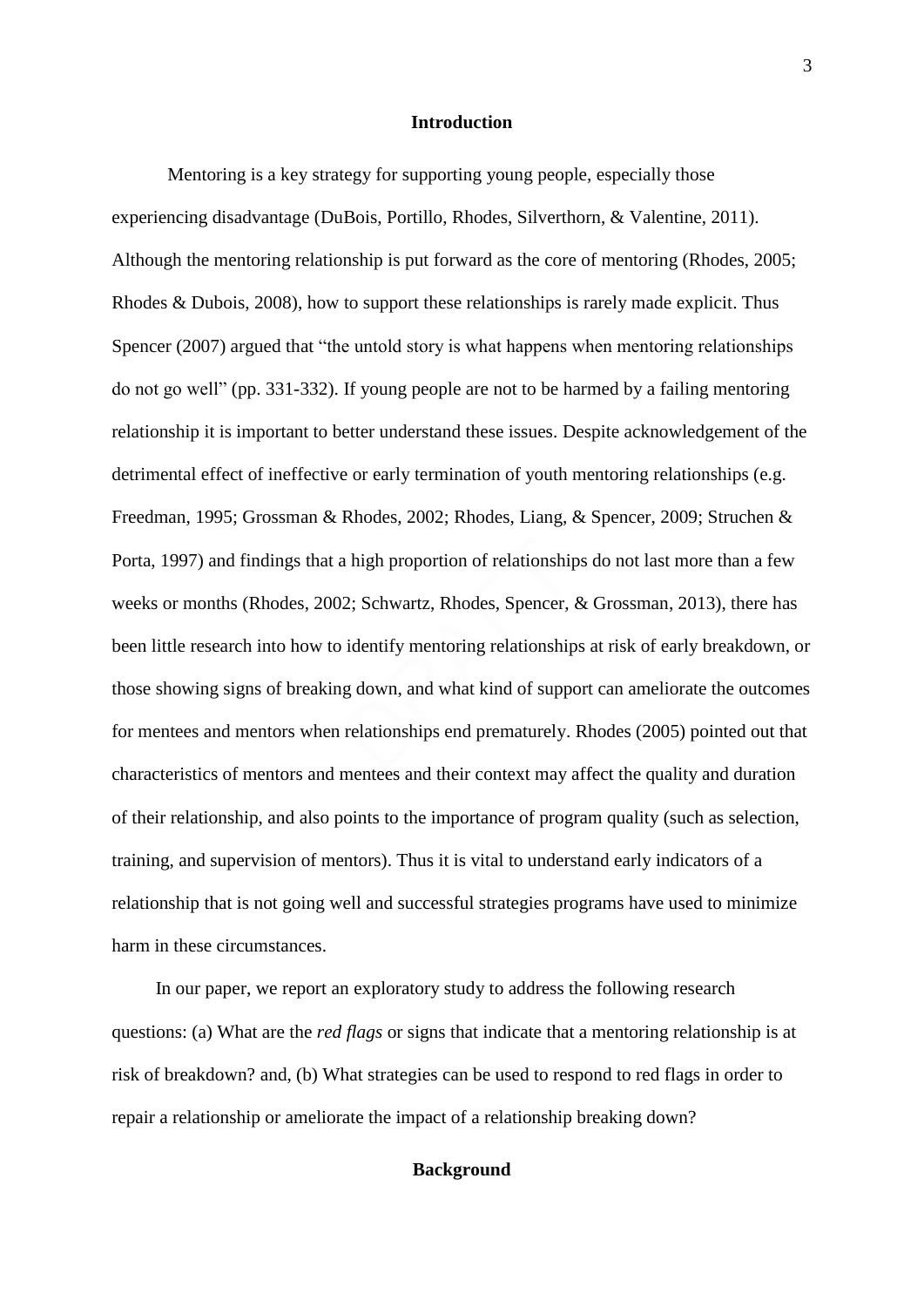## Introduction

Mentoring is a key strategy for supporting young people, especially those experiencing disadvantage (DuBois, Portillo, Rhodes, Silverthorn, & Valentine, 2011). Although the mentoring relationship is put forward as the core of mentoring (Rhodes, 2005; Rhodes & Dubois, 2008), how to support these relationships is rarely made explicit. Thus Spencer (2007) argued that "the untold story is what happens when mentoring relationships do not go well" (pp. 331-332). If young people are not to be harmed by a failing mentoring relationship it is important to better understand these issues. Despite acknowledgement of the detrimental effect of ineffective or early termination of youth mentoring relationships (e.g. Freedman, 1995; Grossman & Rhodes, 2002; Rhodes, Liang, & Spencer, 2009; Struchen & Porta, 1997) and findings that a high proportion of relationships do not last more than a few weeks or months (Rhodes, 2002; Schwartz, Rhodes, Spencer, & Grossman, 2013), there has been little research into how to identify mentoring relationships at risk of early breakdown, or those showing signs of breaking down, and what kind of support can ameliorate the outcomes for mentees and mentors when relationships end prematurely. Rhodes (2005) pointed out that characteristics of mentors and mentees and their context may affect the quality and duration of their relationship, and also points to the importance of program quality (such as selection, training, and supervision of mentors). Thus it is vital to understand early indicators of a relationship that is not going well and successful strategies programs have used to minimize harm in these circumstances.

In our paper, we report an exploratory study to address the following research questions: (a) What are the *red flags* or signs that indicate that a mentoring relationship is at risk of breakdown? and, (b) What strategies can be used to respond to red flags in order to repair a relationship or ameliorate the impact of a relationship breaking down?

## Background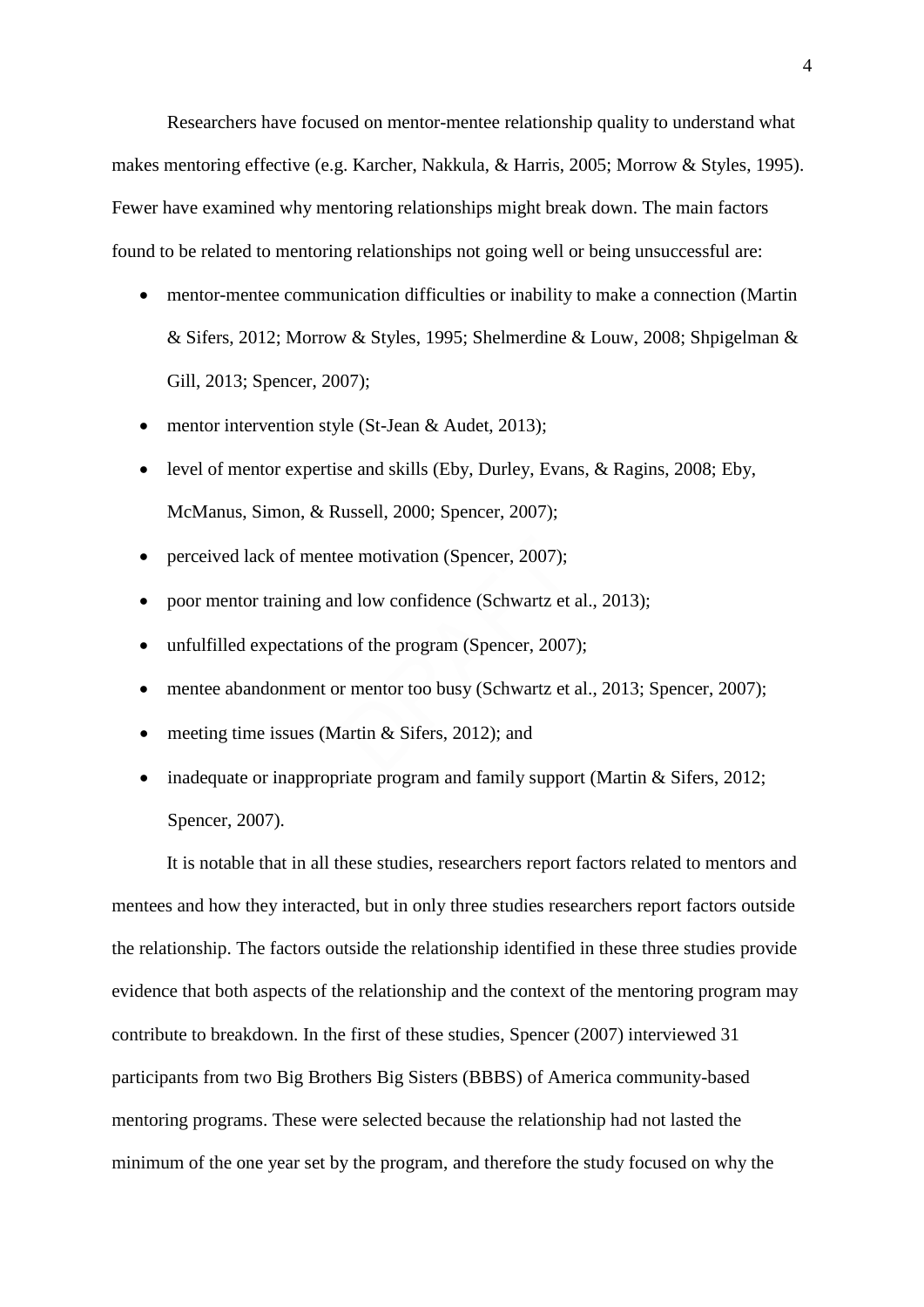Researchers have focused on mentor-mentee relationship quality to understand what makes mentoring effective (e.g. Karcher, Nakkula, & Harris, 2005; Morrow & Styles, 1995). Fewer have examined why mentoring relationships might break down. The main factors found to be related to mentoring relationships not going well or being unsuccessful are:

- mentor-mentee communication difficulties or inability to make a connection (Martin & Sifers, 2012; Morrow & Styles, 1995; Shelmerdine & Louw, 2008; Shpigelman & Gill, 2013; Spencer, 2007);
- mentor intervention style (St-Jean & Audet, 2013);
- level of mentor expertise and skills (Eby, Durley, Evans, & Ragins, 2008; Eby, McManus, Simon, & Russell, 2000; Spencer, 2007);
- perceived lack of mentee motivation (Spencer, 2007);
- poor mentor training and low confidence (Schwartz et al., 2013);
- unfulfilled expectations of the program (Spencer, 2007);
- mentee abandonment or mentor too busy (Schwartz et al., 2013; Spencer, 2007);
- meeting time issues (Martin & Sifers, 2012); and
- inadequate or inappropriate program and family support (Martin & Sifers, 2012; Spencer, 2007).

It is notable that in all these studies, researchers report factors related to mentors and mentees and how they interacted, but in only three studies researchers report factors outside the relationship. The factors outside the relationship identified in these three studies provide evidence that both aspects of the relationship and the context of the mentoring program may contribute to breakdown. In the first of these studies, Spencer (2007) interviewed 31 participants from two Big Brothers Big Sisters (BBBS) of America community-based mentoring programs. These were selected because the relationship had not lasted the minimum of the one year set by the program, and therefore the study focused on why the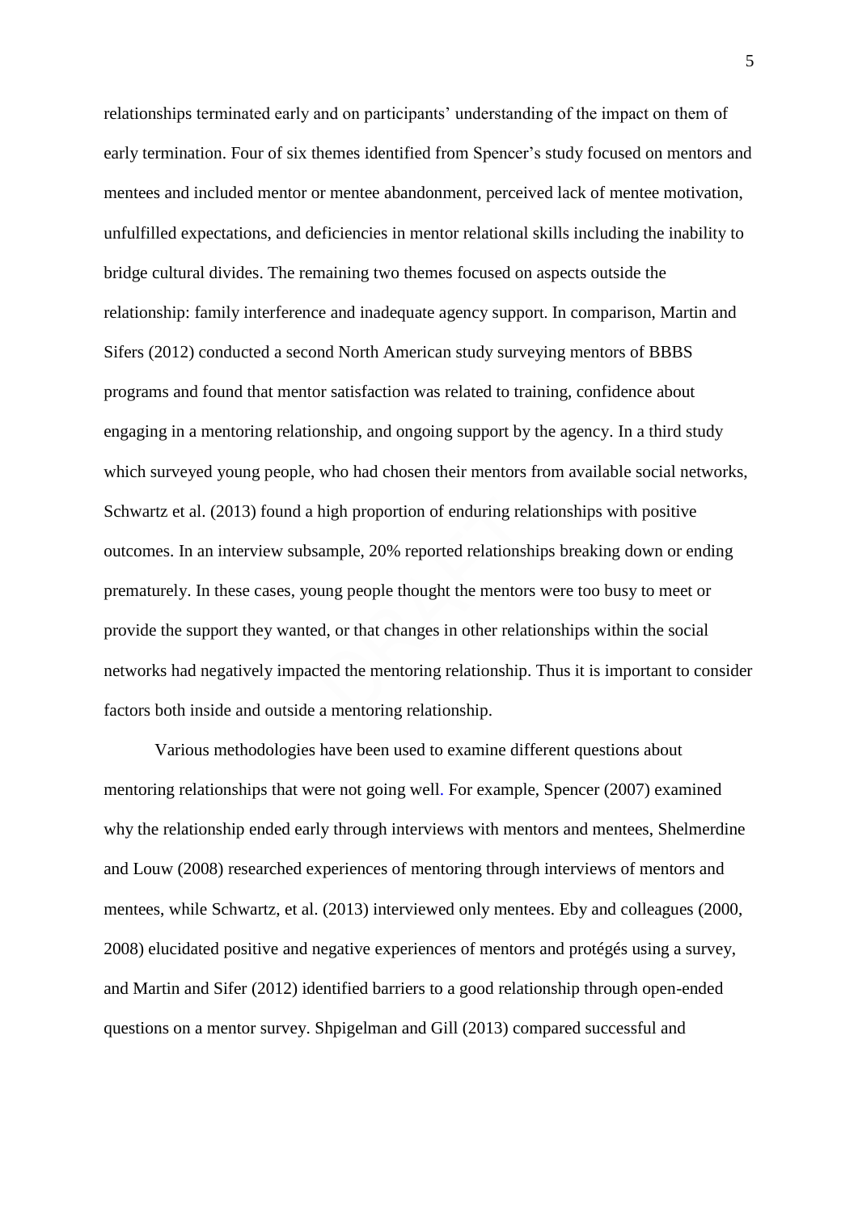relationships terminated early and on participants' understanding of the impact on them of early termination. Four of six themes identified from Spencer's study focused on mentors and mentees and included mentor or mentee abandonment, perceived lack of mentee motivation, unfulfilled expectations, and deficiencies in mentor relational skills including the inability to bridge cultural divides. The remaining two themes focused on aspects outside the relationship: family interference and inadequate agency support. In comparison, Martin and Sifers (2012) conducted a second North American study surveying mentors of BBBS programs and found that mentor satisfaction was related to training, confidence about engaging in a mentoring relationship, and ongoing support by the agency. In a third study which surveyed young people, who had chosen their mentors from available social networks, Schwartz et al. (2013) found a high proportion of enduring relationships with positive outcomes. In an interview subsample, 20% reported relationships breaking down or ending prematurely. In these cases, young people thought the mentors were too busy to meet or provide the support they wanted, or that changes in other relationships within the social networks had negatively impacted the mentoring relationship. Thus it is important to consider factors both inside and outside a mentoring relationship.

Various methodologies have been used to examine different questions about mentoring relationships that were not going well. For example, Spencer (2007) examined why the relationship ended early through interviews with mentors and mentees, Shelmerdine and Louw (2008) researched experiences of mentoring through interviews of mentors and mentees, while Schwartz, et al. (2013) interviewed only mentees. Eby and colleagues (2000, 2008) elucidated positive and negative experiences of mentors and protégés using a survey, and Martin and Sifer (2012) identified barriers to a good relationship through open-ended questions on a mentor survey. Shpigelman and Gill (2013) compared successful and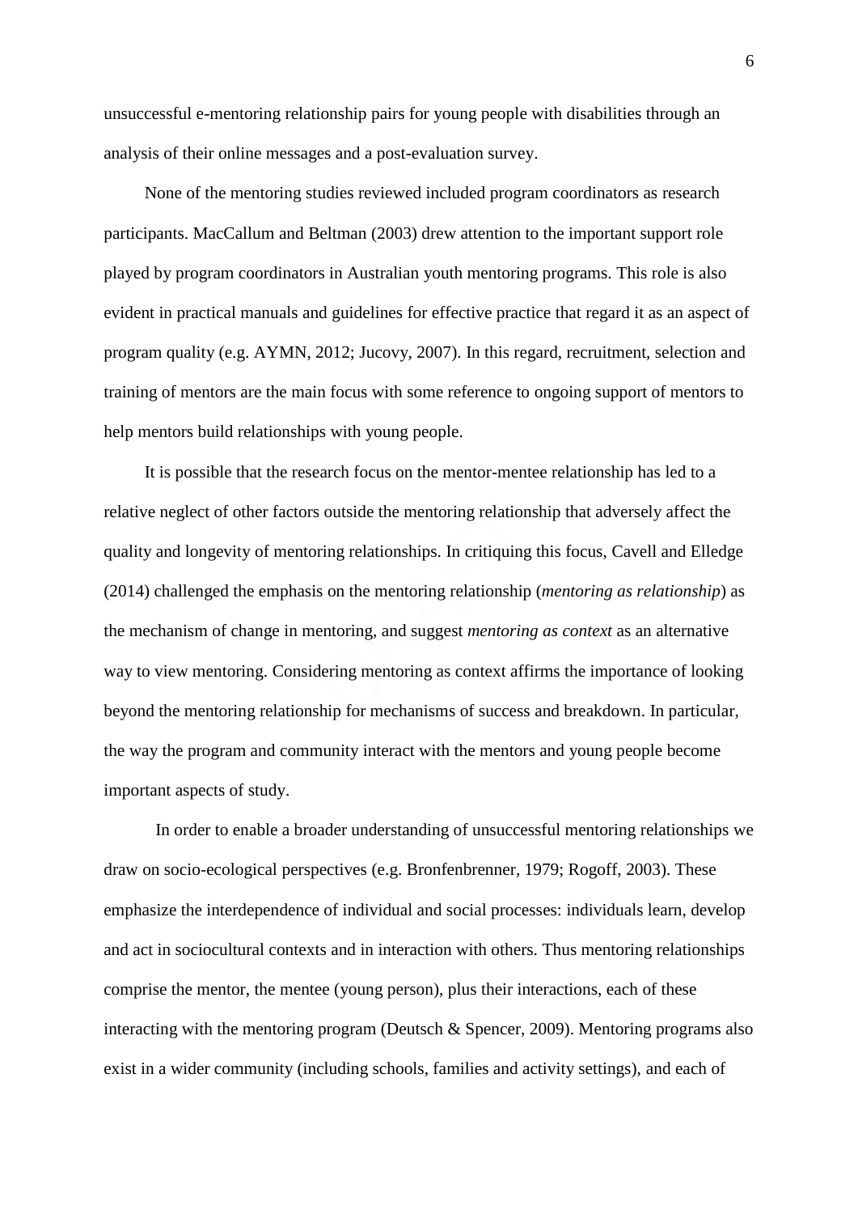unsuccessful e-mentoring relationship pairs for young people with disabilities through an analysis of their online messages and a post-evaluation survey.

None of the mentoring studies reviewed included program coordinators as research participants. MacCallum and Beltman (2003) drew attention to the important support role played by program coordinators in Australian youth mentoring programs. This role is also evident in practical manuals and guidelines for effective practice that regard it as an aspect of program quality (e.g. AYMN, 2012; Jucovy, 2007). In this regard, recruitment, selection and training of mentors are the main focus with some reference to ongoing support of mentors to help mentors build relationships with young people.

It is possible that the research focus on the mentor-mentee relationship has led to a relative neglect of other factors outside the mentoring relationship that adversely affect the quality and longevity of mentoring relationships. In critiquing this focus, Cavell and Elledge (2014) challenged the emphasis on the mentoring relationship (*mentoring as relationship*) as the mechanism of change in mentoring, and suggest *mentoring as context* as an alternative way to view mentoring. Considering mentoring as context affirms the importance of looking beyond the mentoring relationship for mechanisms of success and breakdown. In particular, the way the program and community interact with the mentors and young people become important aspects of study.

In order to enable a broader understanding of unsuccessful mentoring relationships we draw on socio-ecological perspectives (e.g. Bronfenbrenner, 1979; Rogoff, 2003). These emphasize the interdependence of individual and social processes: individuals learn, develop and act in sociocultural contexts and in interaction with others. Thus mentoring relationships comprise the mentor, the mentee (young person), plus their interactions, each of these interacting with the mentoring program (Deutsch & Spencer, 2009). Mentoring programs also exist in a wider community (including schools, families and activity settings), and each of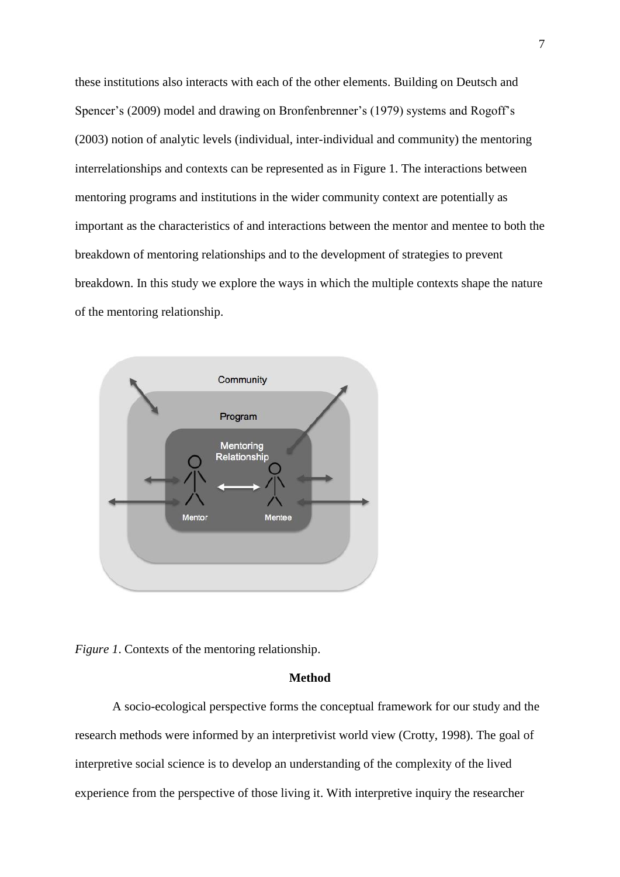these institutions also interacts with each of the other elements. Building on Deutsch and Spencer's (2009) model and drawing on Bronfenbrenner's (1979) systems and Rogoff's (2003) notion of analytic levels (individual, inter-individual and community) the mentoring interrelationships and contexts can be represented as in Figure 1. The interactions between mentoring programs and institutions in the wider community context are potentially as important as the characteristics of and interactions between the mentor and mentee to both the breakdown of mentoring relationships and to the development of strategies to prevent breakdown. In this study we explore the ways in which the multiple contexts shape the nature of the mentoring relationship.

Community

Program

Mentoring Relationship

Mentor

Mentee

*Figure 1*. Contexts of the mentoring relationship.

## Method

A socio-ecological perspective forms the conceptual framework for our study and the research methods were informed by an interpretivist world view (Crotty, 1998). The goal of interpretive social science is to develop an understanding of the complexity of the lived experience from the perspective of those living it. With interpretive inquiry the researcher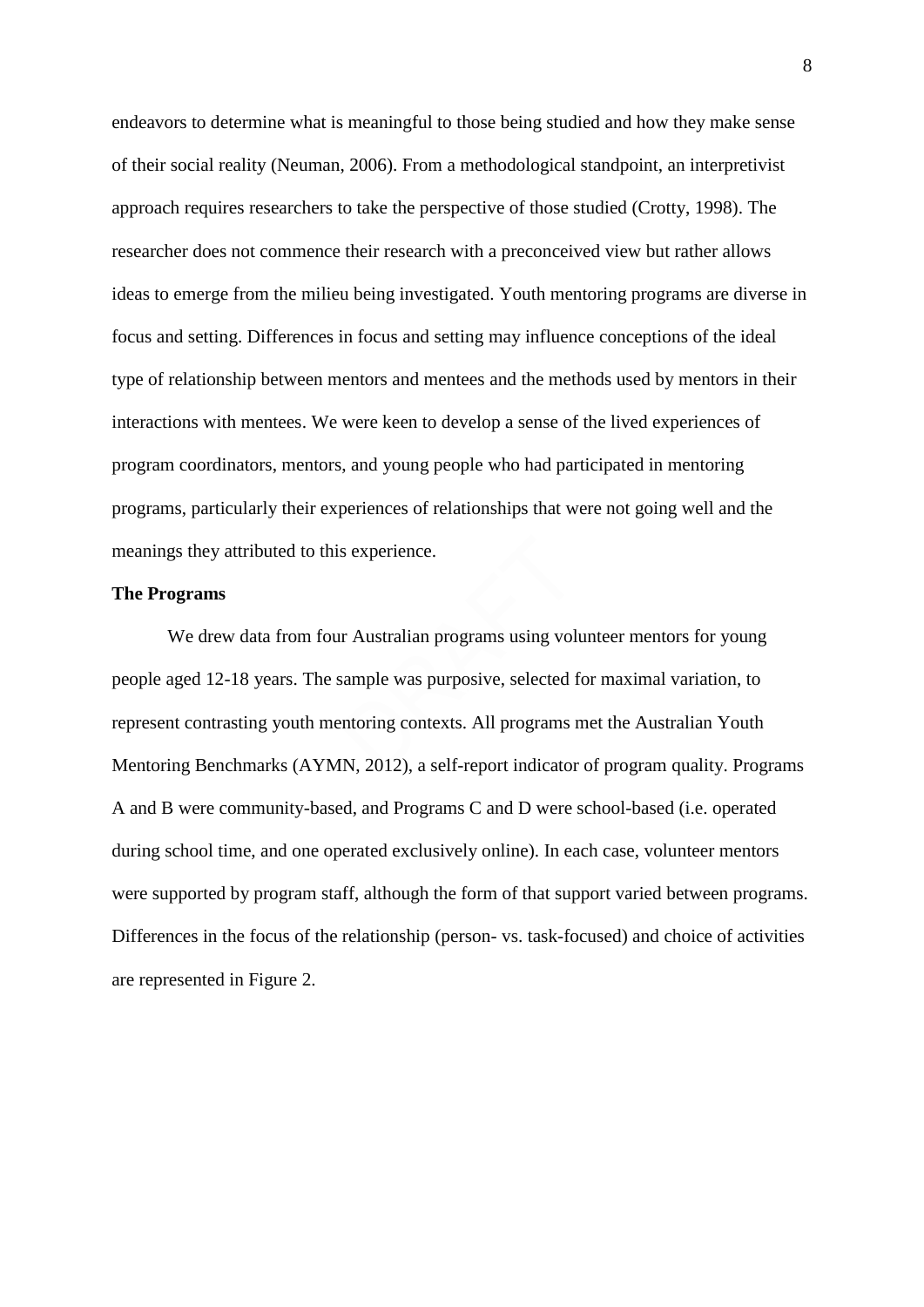endeavors to determine what is meaningful to those being studied and how they make sense of their social reality (Neuman, 2006). From a methodological standpoint, an interpretivist approach requires researchers to take the perspective of those studied (Crotty, 1998). The researcher does not commence their research with a preconceived view but rather allows ideas to emerge from the milieu being investigated. Youth mentoring programs are diverse in focus and setting. Differences in focus and setting may influence conceptions of the ideal type of relationship between mentors and mentees and the methods used by mentors in their interactions with mentees. We were keen to develop a sense of the lived experiences of program coordinators, mentors, and young people who had participated in mentoring programs, particularly their experiences of relationships that were not going well and the meanings they attributed to this experience.

**The Programs**

We drew data from four Australian programs using volunteer mentors for young people aged 12-18 years. The sample was purposive, selected for maximal variation, to represent contrasting youth mentoring contexts. All programs met the Australian Youth Mentoring Benchmarks (AYMN, 2012), a self-report indicator of program quality. Programs A and B were community-based, and Programs C and D were school-based (i.e. operated during school time, and one operated exclusively online). In each case, volunteer mentors were supported by program staff, although the form of that support varied between programs. Differences in the focus of the relationship (person- vs. task-focused) and choice of activities are represented in Figure 2.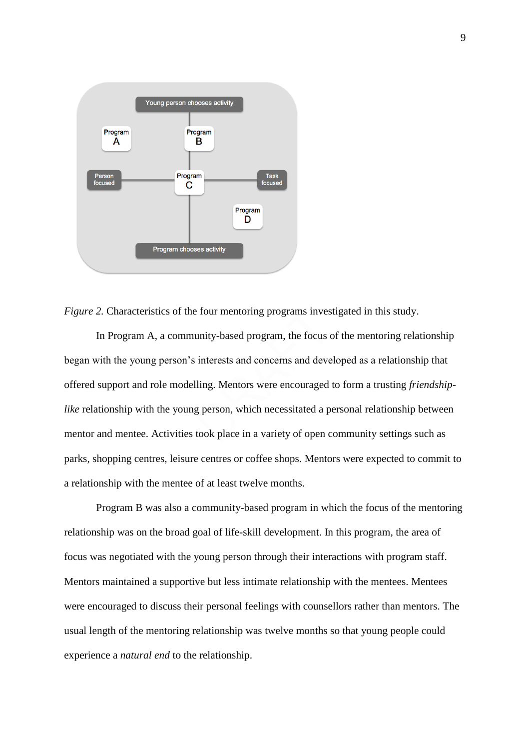Young person chooses activity

Program A

Program B

Person focused

Program C

Task focused

Program D

Program chooses activity

*Figure 2.* Characteristics of the four mentoring programs investigated in this study.

In Program A, a community-based program, the focus of the mentoring relationship began with the young person's interests and concerns and developed as a relationship that offered support and role modelling. Mentors were encouraged to form a trusting *friendship-like* relationship with the young person, which necessitated a personal relationship between mentor and mentee. Activities took place in a variety of open community settings such as parks, shopping centres, leisure centres or coffee shops. Mentors were expected to commit to a relationship with the mentee of at least twelve months.

Program B was also a community-based program in which the focus of the mentoring relationship was on the broad goal of life-skill development. In this program, the area of focus was negotiated with the young person through their interactions with program staff. Mentors maintained a supportive but less intimate relationship with the mentees. Mentees were encouraged to discuss their personal feelings with counsellors rather than mentors. The usual length of the mentoring relationship was twelve months so that young people could experience a *natural end* to the relationship.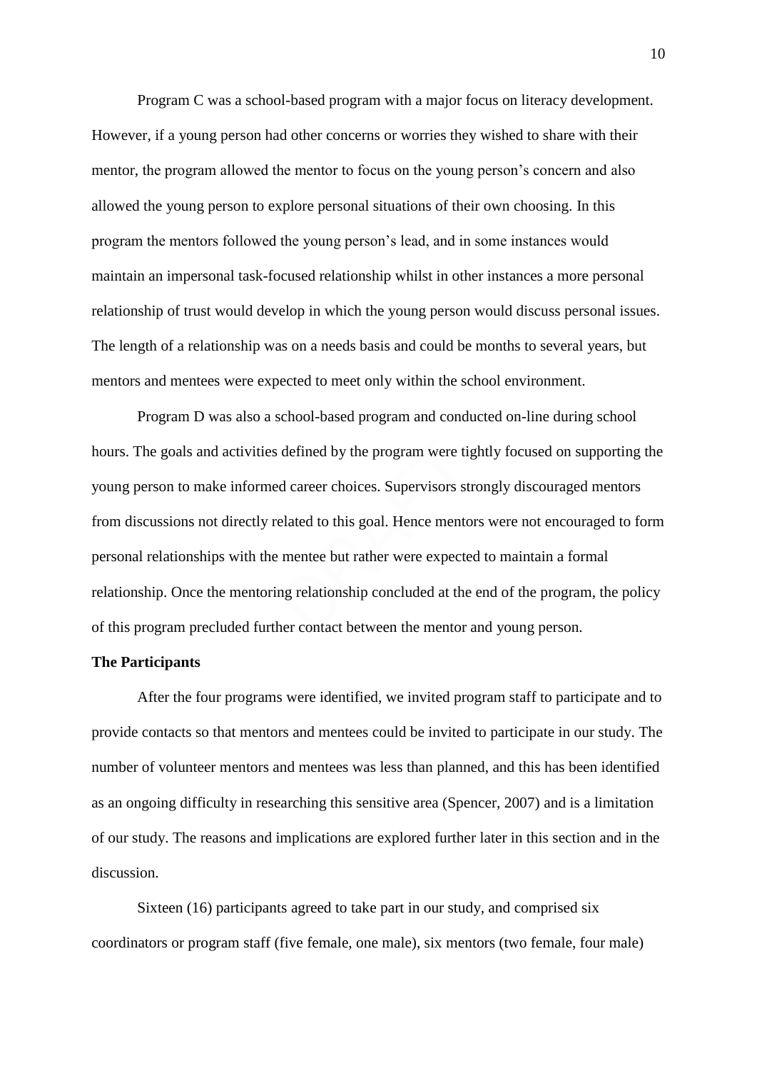Program C was a school-based program with a major focus on literacy development. However, if a young person had other concerns or worries they wished to share with their mentor, the program allowed the mentor to focus on the young person's concern and also allowed the young person to explore personal situations of their own choosing. In this program the mentors followed the young person's lead, and in some instances would maintain an impersonal task-focused relationship whilst in other instances a more personal relationship of trust would develop in which the young person would discuss personal issues. The length of a relationship was on a needs basis and could be months to several years, but mentors and mentees were expected to meet only within the school environment.

Program D was also a school-based program and conducted on-line during school hours. The goals and activities defined by the program were tightly focused on supporting the young person to make informed career choices. Supervisors strongly discouraged mentors from discussions not directly related to this goal. Hence mentors were not encouraged to form personal relationships with the mentee but rather were expected to maintain a formal relationship. Once the mentoring relationship concluded at the end of the program, the policy of this program precluded further contact between the mentor and young person.

**The Participants**

After the four programs were identified, we invited program staff to participate and to provide contacts so that mentors and mentees could be invited to participate in our study. The number of volunteer mentors and mentees was less than planned, and this has been identified as an ongoing difficulty in researching this sensitive area (Spencer, 2007) and is a limitation of our study. The reasons and implications are explored further later in this section and in the discussion.

Sixteen (16) participants agreed to take part in our study, and comprised six coordinators or program staff (five female, one male), six mentors (two female, four male)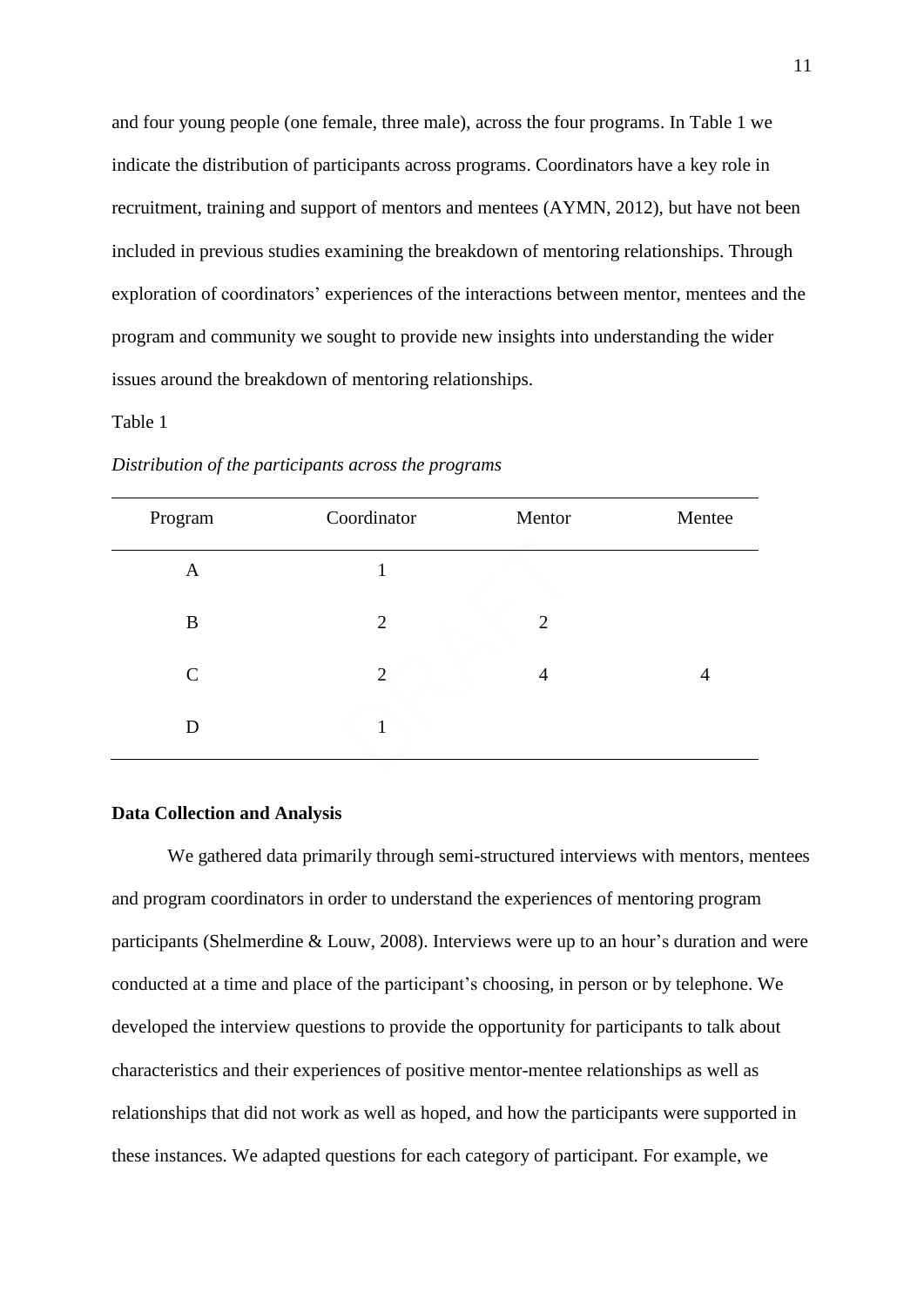and four young people (one female, three male), across the four programs. In Table 1 we indicate the distribution of participants across programs. Coordinators have a key role in recruitment, training and support of mentors and mentees (AYMN, 2012), but have not been included in previous studies examining the breakdown of mentoring relationships. Through exploration of coordinators' experiences of the interactions between mentor, mentees and the program and community we sought to provide new insights into understanding the wider issues around the breakdown of mentoring relationships.

Table 1

*Distribution of the participants across the programs*

| Program | Coordinator | Mentor | Mentee |
|---|---|---|---|
| A | 1 | | |
| B | 2 | 2 | |
| C | 2 | 4 | 4 |
| D | 1 | | |

**Data Collection and Analysis**

We gathered data primarily through semi-structured interviews with mentors, mentees and program coordinators in order to understand the experiences of mentoring program participants (Shelmerdine & Louw, 2008). Interviews were up to an hour's duration and were conducted at a time and place of the participant's choosing, in person or by telephone. We developed the interview questions to provide the opportunity for participants to talk about characteristics and their experiences of positive mentor-mentee relationships as well as relationships that did not work as well as hoped, and how the participants were supported in these instances. We adapted questions for each category of participant. For example, we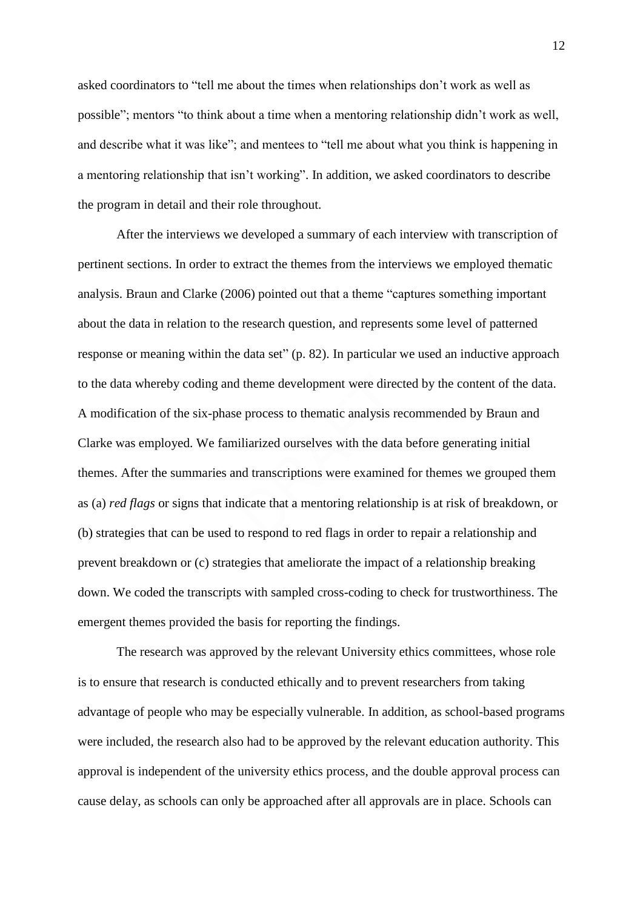asked coordinators to "tell me about the times when relationships don't work as well as possible"; mentors "to think about a time when a mentoring relationship didn't work as well, and describe what it was like"; and mentees to "tell me about what you think is happening in a mentoring relationship that isn't working". In addition, we asked coordinators to describe the program in detail and their role throughout.

After the interviews we developed a summary of each interview with transcription of pertinent sections. In order to extract the themes from the interviews we employed thematic analysis. Braun and Clarke (2006) pointed out that a theme "captures something important about the data in relation to the research question, and represents some level of patterned response or meaning within the data set" (p. 82). In particular we used an inductive approach to the data whereby coding and theme development were directed by the content of the data. A modification of the six-phase process to thematic analysis recommended by Braun and Clarke was employed. We familiarized ourselves with the data before generating initial themes. After the summaries and transcriptions were examined for themes we grouped them as (a) *red flags* or signs that indicate that a mentoring relationship is at risk of breakdown, or (b) strategies that can be used to respond to red flags in order to repair a relationship and prevent breakdown or (c) strategies that ameliorate the impact of a relationship breaking down. We coded the transcripts with sampled cross-coding to check for trustworthiness. The emergent themes provided the basis for reporting the findings.

The research was approved by the relevant University ethics committees, whose role is to ensure that research is conducted ethically and to prevent researchers from taking advantage of people who may be especially vulnerable. In addition, as school-based programs were included, the research also had to be approved by the relevant education authority. This approval is independent of the university ethics process, and the double approval process can cause delay, as schools can only be approached after all approvals are in place. Schools can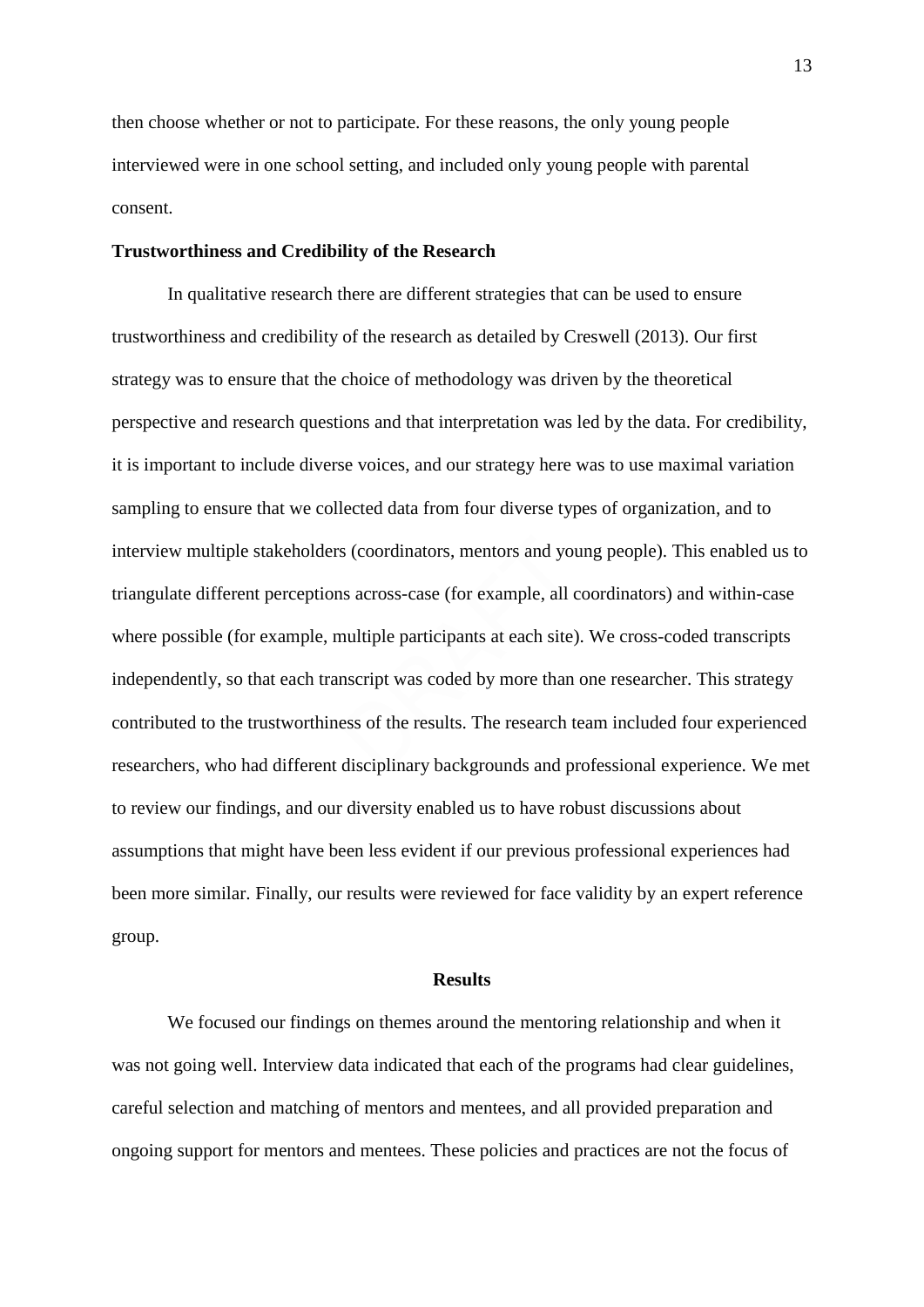then choose whether or not to participate. For these reasons, the only young people interviewed were in one school setting, and included only young people with parental consent.

**Trustworthiness and Credibility of the Research**

In qualitative research there are different strategies that can be used to ensure trustworthiness and credibility of the research as detailed by Creswell (2013). Our first strategy was to ensure that the choice of methodology was driven by the theoretical perspective and research questions and that interpretation was led by the data. For credibility, it is important to include diverse voices, and our strategy here was to use maximal variation sampling to ensure that we collected data from four diverse types of organization, and to interview multiple stakeholders (coordinators, mentors and young people). This enabled us to triangulate different perceptions across-case (for example, all coordinators) and within-case where possible (for example, multiple participants at each site). We cross-coded transcripts independently, so that each transcript was coded by more than one researcher. This strategy contributed to the trustworthiness of the results. The research team included four experienced researchers, who had different disciplinary backgrounds and professional experience. We met to review our findings, and our diversity enabled us to have robust discussions about assumptions that might have been less evident if our previous professional experiences had been more similar. Finally, our results were reviewed for face validity by an expert reference group.

## Results

We focused our findings on themes around the mentoring relationship and when it was not going well. Interview data indicated that each of the programs had clear guidelines, careful selection and matching of mentors and mentees, and all provided preparation and ongoing support for mentors and mentees. These policies and practices are not the focus of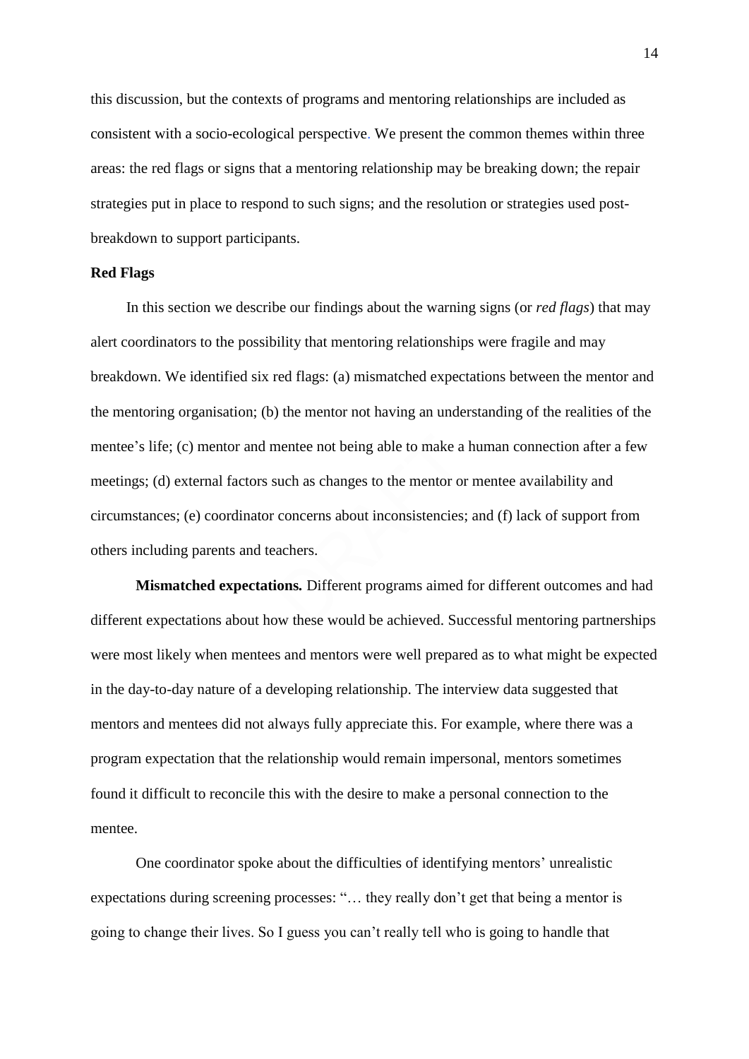this discussion, but the contexts of programs and mentoring relationships are included as consistent with a socio-ecological perspective. We present the common themes within three areas: the red flags or signs that a mentoring relationship may be breaking down; the repair strategies put in place to respond to such signs; and the resolution or strategies used post-breakdown to support participants.

## Red Flags

In this section we describe our findings about the warning signs (or *red flags*) that may alert coordinators to the possibility that mentoring relationships were fragile and may breakdown. We identified six red flags: (a) mismatched expectations between the mentor and the mentoring organisation; (b) the mentor not having an understanding of the realities of the mentee's life; (c) mentor and mentee not being able to make a human connection after a few meetings; (d) external factors such as changes to the mentor or mentee availability and circumstances; (e) coordinator concerns about inconsistencies; and (f) lack of support from others including parents and teachers.

**Mismatched expectations.** Different programs aimed for different outcomes and had different expectations about how these would be achieved. Successful mentoring partnerships were most likely when mentees and mentors were well prepared as to what might be expected in the day-to-day nature of a developing relationship. The interview data suggested that mentors and mentees did not always fully appreciate this. For example, where there was a program expectation that the relationship would remain impersonal, mentors sometimes found it difficult to reconcile this with the desire to make a personal connection to the mentee.

One coordinator spoke about the difficulties of identifying mentors' unrealistic expectations during screening processes: "… they really don't get that being a mentor is going to change their lives. So I guess you can't really tell who is going to handle that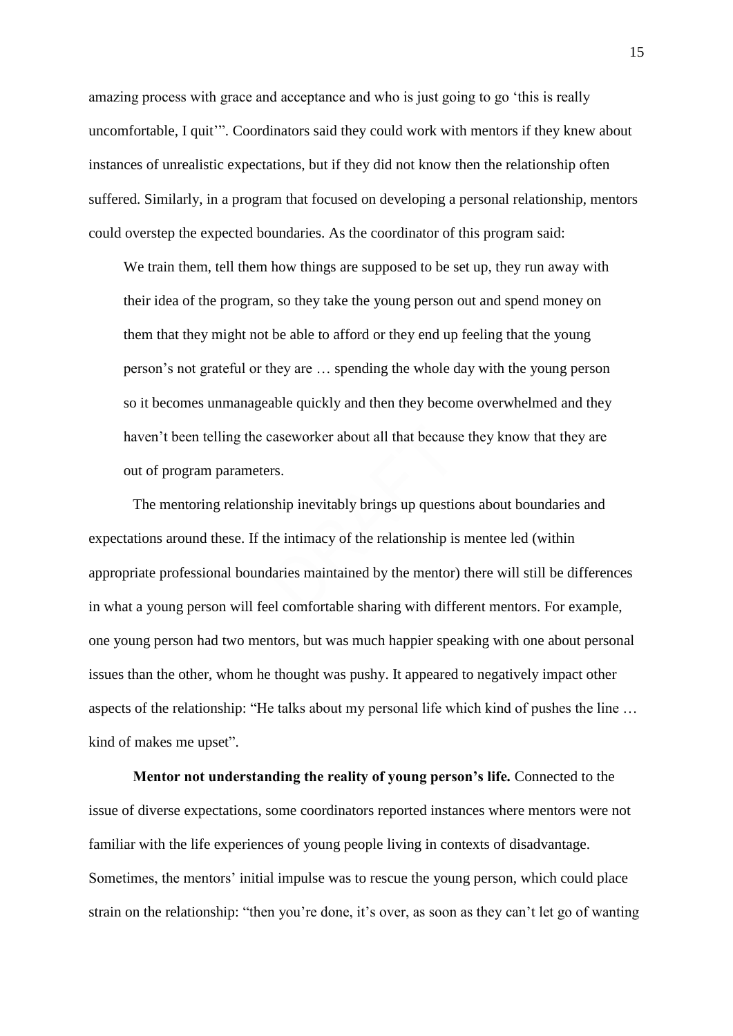amazing process with grace and acceptance and who is just going to go 'this is really uncomfortable, I quit'". Coordinators said they could work with mentors if they knew about instances of unrealistic expectations, but if they did not know then the relationship often suffered. Similarly, in a program that focused on developing a personal relationship, mentors could overstep the expected boundaries. As the coordinator of this program said:

> We train them, tell them how things are supposed to be set up, they run away with their idea of the program, so they take the young person out and spend money on them that they might not be able to afford or they end up feeling that the young person's not grateful or they are … spending the whole day with the young person so it becomes unmanageable quickly and then they become overwhelmed and they haven't been telling the caseworker about all that because they know that they are out of program parameters.

The mentoring relationship inevitably brings up questions about boundaries and expectations around these. If the intimacy of the relationship is mentee led (within appropriate professional boundaries maintained by the mentor) there will still be differences in what a young person will feel comfortable sharing with different mentors. For example, one young person had two mentors, but was much happier speaking with one about personal issues than the other, whom he thought was pushy. It appeared to negatively impact other aspects of the relationship: "He talks about my personal life which kind of pushes the line … kind of makes me upset".

**Mentor not understanding the reality of young person's life.** Connected to the issue of diverse expectations, some coordinators reported instances where mentors were not familiar with the life experiences of young people living in contexts of disadvantage. Sometimes, the mentors' initial impulse was to rescue the young person, which could place strain on the relationship: "then you're done, it's over, as soon as they can't let go of wanting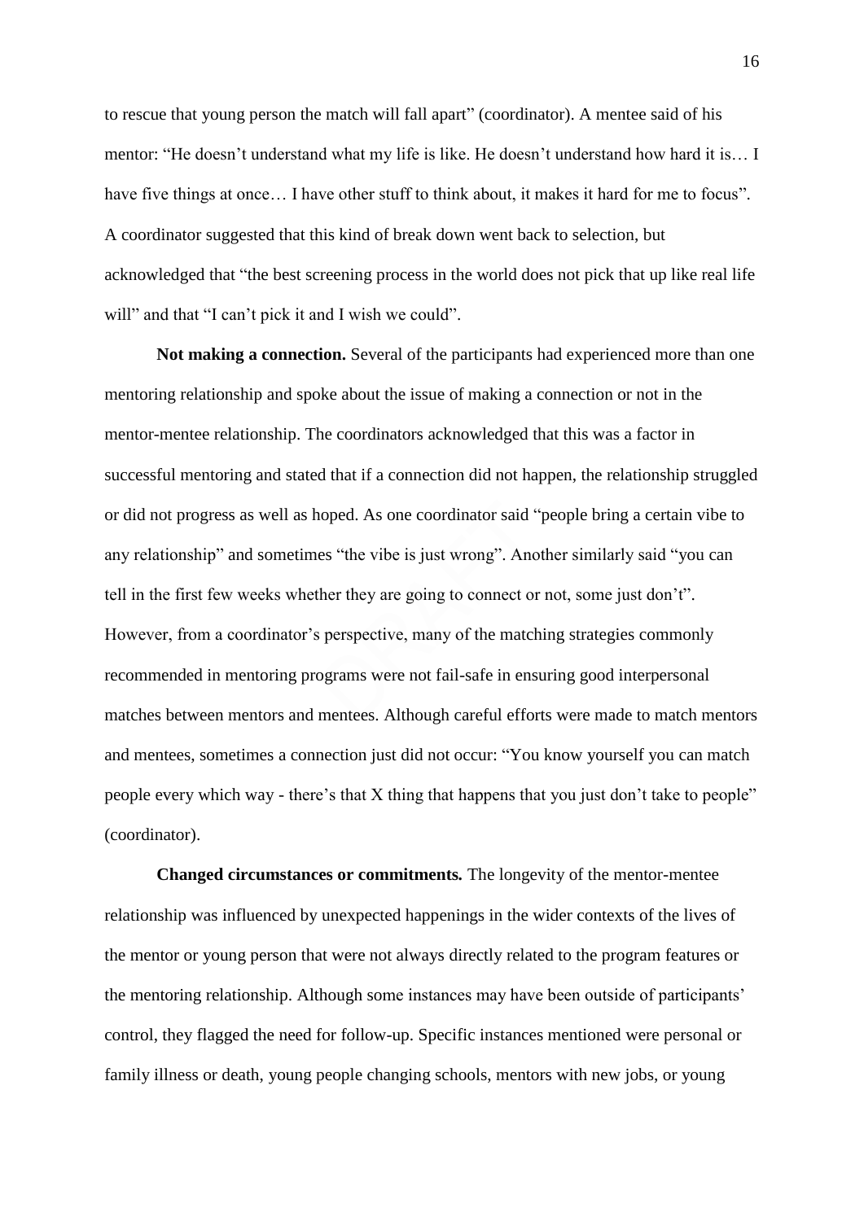to rescue that young person the match will fall apart" (coordinator). A mentee said of his mentor: "He doesn't understand what my life is like. He doesn't understand how hard it is… I have five things at once… I have other stuff to think about, it makes it hard for me to focus". A coordinator suggested that this kind of break down went back to selection, but acknowledged that "the best screening process in the world does not pick that up like real life will" and that "I can't pick it and I wish we could".

**Not making a connection.** Several of the participants had experienced more than one mentoring relationship and spoke about the issue of making a connection or not in the mentor-mentee relationship. The coordinators acknowledged that this was a factor in successful mentoring and stated that if a connection did not happen, the relationship struggled or did not progress as well as hoped. As one coordinator said "people bring a certain vibe to any relationship" and sometimes "the vibe is just wrong". Another similarly said "you can tell in the first few weeks whether they are going to connect or not, some just don't". However, from a coordinator's perspective, many of the matching strategies commonly recommended in mentoring programs were not fail-safe in ensuring good interpersonal matches between mentors and mentees. Although careful efforts were made to match mentors and mentees, sometimes a connection just did not occur: "You know yourself you can match people every which way - there's that X thing that happens that you just don't take to people" (coordinator).

**Changed circumstances or commitments.** The longevity of the mentor-mentee relationship was influenced by unexpected happenings in the wider contexts of the lives of the mentor or young person that were not always directly related to the program features or the mentoring relationship. Although some instances may have been outside of participants' control, they flagged the need for follow-up. Specific instances mentioned were personal or family illness or death, young people changing schools, mentors with new jobs, or young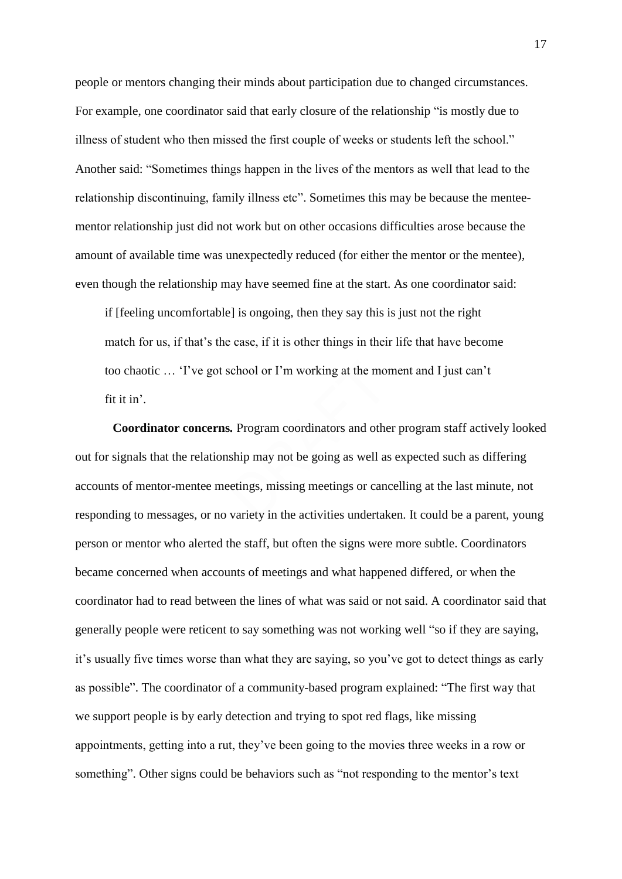people or mentors changing their minds about participation due to changed circumstances. For example, one coordinator said that early closure of the relationship "is mostly due to illness of student who then missed the first couple of weeks or students left the school." Another said: "Sometimes things happen in the lives of the mentors as well that lead to the relationship discontinuing, family illness etc". Sometimes this may be because the mentee-mentor relationship just did not work but on other occasions difficulties arose because the amount of available time was unexpectedly reduced (for either the mentor or the mentee), even though the relationship may have seemed fine at the start. As one coordinator said:

> if [feeling uncomfortable] is ongoing, then they say this is just not the right match for us, if that's the case, if it is other things in their life that have become too chaotic … 'I've got school or I'm working at the moment and I just can't fit it in'.

**Coordinator concerns.** Program coordinators and other program staff actively looked out for signals that the relationship may not be going as well as expected such as differing accounts of mentor-mentee meetings, missing meetings or cancelling at the last minute, not responding to messages, or no variety in the activities undertaken. It could be a parent, young person or mentor who alerted the staff, but often the signs were more subtle. Coordinators became concerned when accounts of meetings and what happened differed, or when the coordinator had to read between the lines of what was said or not said. A coordinator said that generally people were reticent to say something was not working well "so if they are saying, it's usually five times worse than what they are saying, so you've got to detect things as early as possible". The coordinator of a community-based program explained: "The first way that we support people is by early detection and trying to spot red flags, like missing appointments, getting into a rut, they've been going to the movies three weeks in a row or something". Other signs could be behaviors such as "not responding to the mentor's text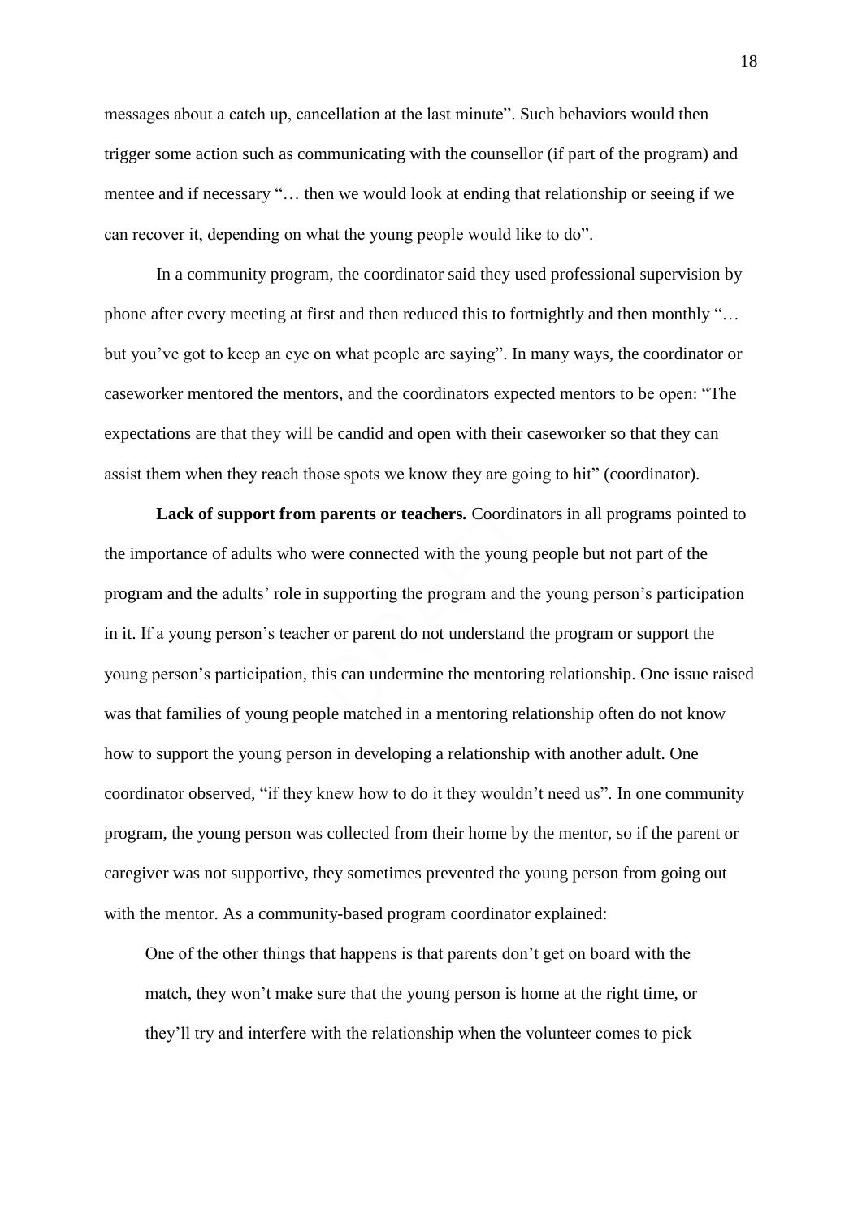messages about a catch up, cancellation at the last minute". Such behaviors would then trigger some action such as communicating with the counsellor (if part of the program) and mentee and if necessary "… then we would look at ending that relationship or seeing if we can recover it, depending on what the young people would like to do".

In a community program, the coordinator said they used professional supervision by phone after every meeting at first and then reduced this to fortnightly and then monthly "… but you've got to keep an eye on what people are saying". In many ways, the coordinator or caseworker mentored the mentors, and the coordinators expected mentors to be open: "The expectations are that they will be candid and open with their caseworker so that they can assist them when they reach those spots we know they are going to hit" (coordinator).

**Lack of support from parents or teachers.** Coordinators in all programs pointed to the importance of adults who were connected with the young people but not part of the program and the adults' role in supporting the program and the young person's participation in it. If a young person's teacher or parent do not understand the program or support the young person's participation, this can undermine the mentoring relationship. One issue raised was that families of young people matched in a mentoring relationship often do not know how to support the young person in developing a relationship with another adult. One coordinator observed, "if they knew how to do it they wouldn't need us". In one community program, the young person was collected from their home by the mentor, so if the parent or caregiver was not supportive, they sometimes prevented the young person from going out with the mentor. As a community-based program coordinator explained:

> One of the other things that happens is that parents don't get on board with the match, they won't make sure that the young person is home at the right time, or they'll try and interfere with the relationship when the volunteer comes to pick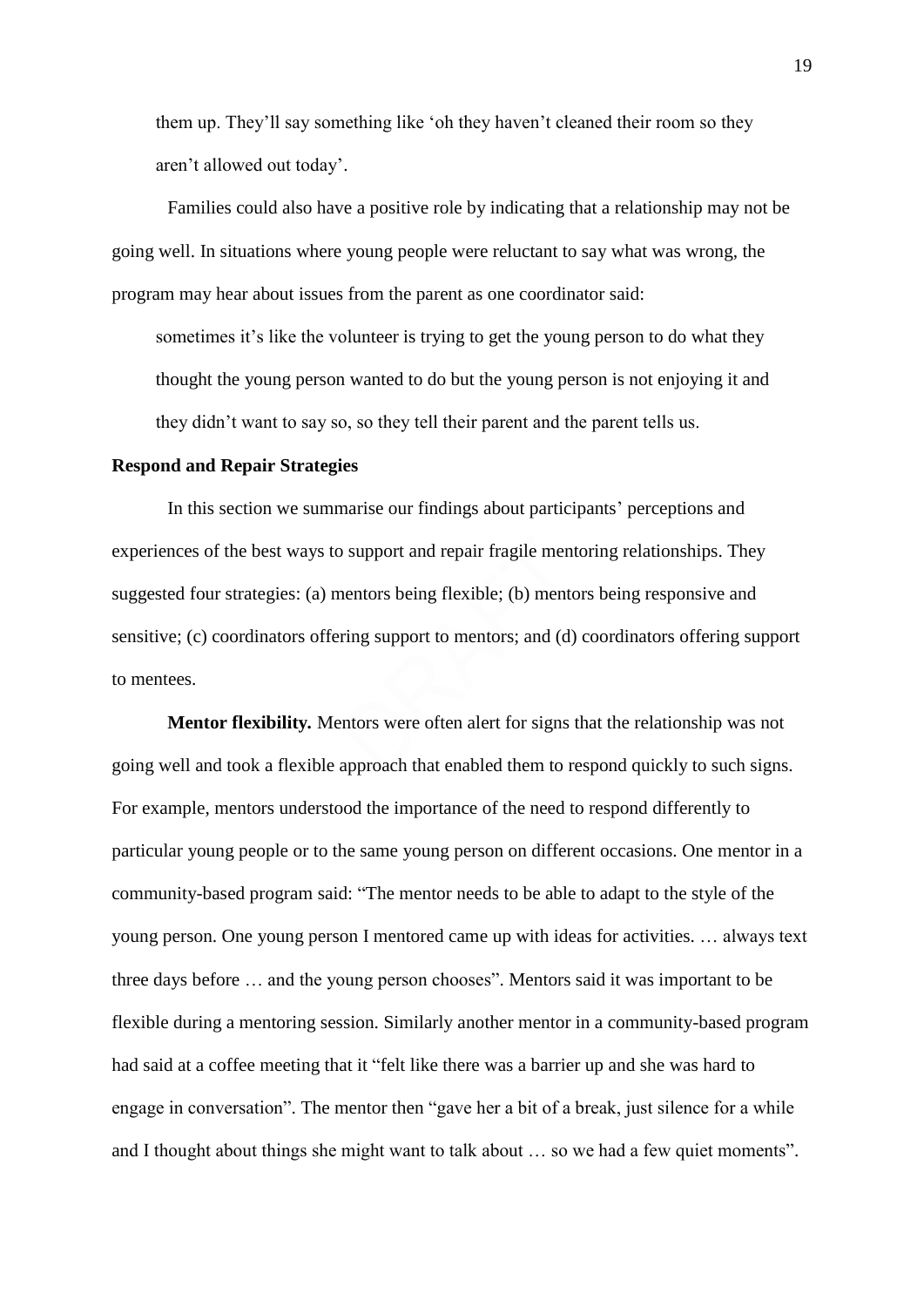them up. They'll say something like 'oh they haven't cleaned their room so they aren't allowed out today'.

Families could also have a positive role by indicating that a relationship may not be going well. In situations where young people were reluctant to say what was wrong, the program may hear about issues from the parent as one coordinator said:

> sometimes it's like the volunteer is trying to get the young person to do what they thought the young person wanted to do but the young person is not enjoying it and they didn't want to say so, so they tell their parent and the parent tells us.

**Respond and Repair Strategies**

In this section we summarise our findings about participants' perceptions and experiences of the best ways to support and repair fragile mentoring relationships. They suggested four strategies: (a) mentors being flexible; (b) mentors being responsive and sensitive; (c) coordinators offering support to mentors; and (d) coordinators offering support to mentees.

**Mentor flexibility.** Mentors were often alert for signs that the relationship was not going well and took a flexible approach that enabled them to respond quickly to such signs. For example, mentors understood the importance of the need to respond differently to particular young people or to the same young person on different occasions. One mentor in a community-based program said: "The mentor needs to be able to adapt to the style of the young person. One young person I mentored came up with ideas for activities. … always text three days before … and the young person chooses". Mentors said it was important to be flexible during a mentoring session. Similarly another mentor in a community-based program had said at a coffee meeting that it "felt like there was a barrier up and she was hard to engage in conversation". The mentor then "gave her a bit of a break, just silence for a while and I thought about things she might want to talk about … so we had a few quiet moments".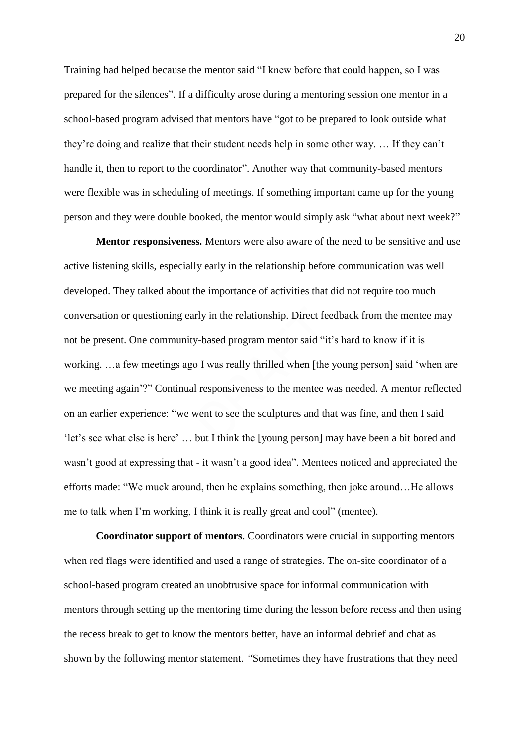Training had helped because the mentor said “I knew before that could happen, so I was prepared for the silences”. If a difficulty arose during a mentoring session one mentor in a school-based program advised that mentors have “got to be prepared to look outside what they’re doing and realize that their student needs help in some other way. … If they can’t handle it, then to report to the coordinator”. Another way that community-based mentors were flexible was in scheduling of meetings. If something important came up for the young person and they were double booked, the mentor would simply ask “what about next week?”

**Mentor responsiveness.** Mentors were also aware of the need to be sensitive and use active listening skills, especially early in the relationship before communication was well developed. They talked about the importance of activities that did not require too much conversation or questioning early in the relationship. Direct feedback from the mentee may not be present. One community-based program mentor said “it’s hard to know if it is working. …a few meetings ago I was really thrilled when [the young person] said ‘when are we meeting again’?” Continual responsiveness to the mentee was needed. A mentor reflected on an earlier experience: “we went to see the sculptures and that was fine, and then I said ‘let’s see what else is here’ … but I think the [young person] may have been a bit bored and wasn’t good at expressing that - it wasn’t a good idea”. Mentees noticed and appreciated the efforts made: “We muck around, then he explains something, then joke around…He allows me to talk when I’m working, I think it is really great and cool” (mentee).

**Coordinator support of mentors**. Coordinators were crucial in supporting mentors when red flags were identified and used a range of strategies. The on-site coordinator of a school-based program created an unobtrusive space for informal communication with mentors through setting up the mentoring time during the lesson before recess and then using the recess break to get to know the mentors better, have an informal debrief and chat as shown by the following mentor statement. *“*Sometimes they have frustrations that they need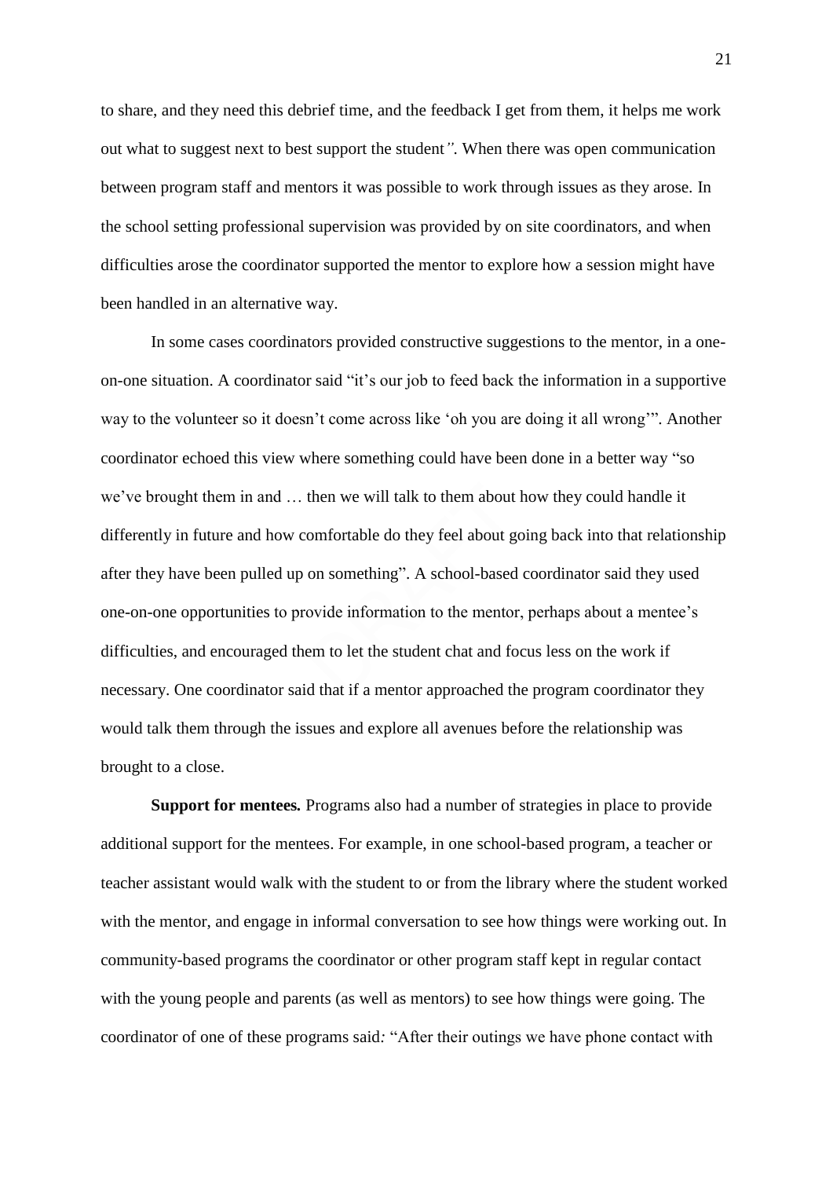to share, and they need this debrief time, and the feedback I get from them, it helps me work out what to suggest next to best support the student*"*. When there was open communication between program staff and mentors it was possible to work through issues as they arose. In the school setting professional supervision was provided by on site coordinators, and when difficulties arose the coordinator supported the mentor to explore how a session might have been handled in an alternative way.

In some cases coordinators provided constructive suggestions to the mentor, in a one-on-one situation. A coordinator said "it's our job to feed back the information in a supportive way to the volunteer so it doesn't come across like 'oh you are doing it all wrong'". Another coordinator echoed this view where something could have been done in a better way "so we've brought them in and … then we will talk to them about how they could handle it differently in future and how comfortable do they feel about going back into that relationship after they have been pulled up on something". A school-based coordinator said they used one-on-one opportunities to provide information to the mentor, perhaps about a mentee's difficulties, and encouraged them to let the student chat and focus less on the work if necessary. One coordinator said that if a mentor approached the program coordinator they would talk them through the issues and explore all avenues before the relationship was brought to a close.

**Support for mentees.** Programs also had a number of strategies in place to provide additional support for the mentees. For example, in one school-based program, a teacher or teacher assistant would walk with the student to or from the library where the student worked with the mentor, and engage in informal conversation to see how things were working out. In community-based programs the coordinator or other program staff kept in regular contact with the young people and parents (as well as mentors) to see how things were going. The coordinator of one of these programs said*:* "After their outings we have phone contact with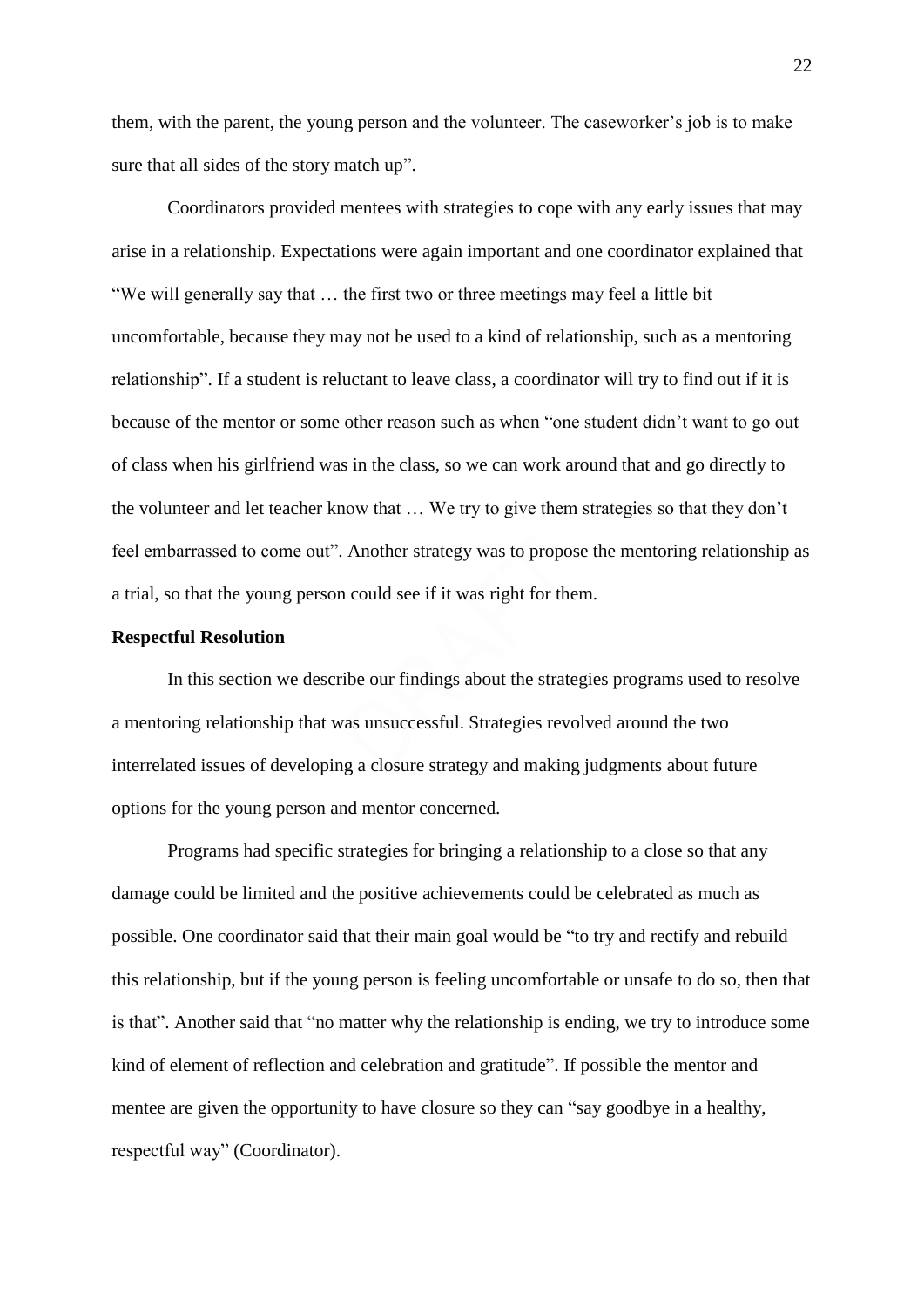them, with the parent, the young person and the volunteer. The caseworker's job is to make sure that all sides of the story match up".

Coordinators provided mentees with strategies to cope with any early issues that may arise in a relationship. Expectations were again important and one coordinator explained that "We will generally say that … the first two or three meetings may feel a little bit uncomfortable, because they may not be used to a kind of relationship, such as a mentoring relationship". If a student is reluctant to leave class, a coordinator will try to find out if it is because of the mentor or some other reason such as when "one student didn't want to go out of class when his girlfriend was in the class, so we can work around that and go directly to the volunteer and let teacher know that … We try to give them strategies so that they don't feel embarrassed to come out". Another strategy was to propose the mentoring relationship as a trial, so that the young person could see if it was right for them.

**Respectful Resolution**

In this section we describe our findings about the strategies programs used to resolve a mentoring relationship that was unsuccessful. Strategies revolved around the two interrelated issues of developing a closure strategy and making judgments about future options for the young person and mentor concerned.

Programs had specific strategies for bringing a relationship to a close so that any damage could be limited and the positive achievements could be celebrated as much as possible. One coordinator said that their main goal would be "to try and rectify and rebuild this relationship, but if the young person is feeling uncomfortable or unsafe to do so, then that is that". Another said that "no matter why the relationship is ending, we try to introduce some kind of element of reflection and celebration and gratitude". If possible the mentor and mentee are given the opportunity to have closure so they can "say goodbye in a healthy, respectful way" (Coordinator).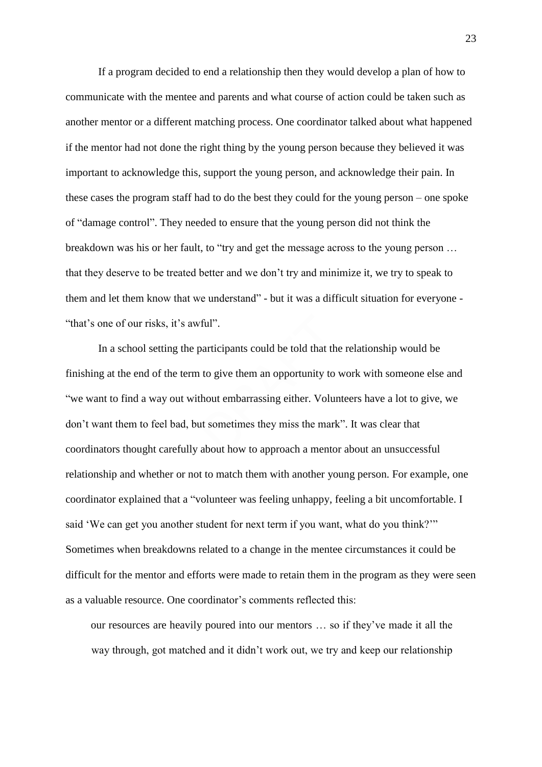If a program decided to end a relationship then they would develop a plan of how to communicate with the mentee and parents and what course of action could be taken such as another mentor or a different matching process. One coordinator talked about what happened if the mentor had not done the right thing by the young person because they believed it was important to acknowledge this, support the young person, and acknowledge their pain. In these cases the program staff had to do the best they could for the young person – one spoke of "damage control". They needed to ensure that the young person did not think the breakdown was his or her fault, to "try and get the message across to the young person … that they deserve to be treated better and we don't try and minimize it, we try to speak to them and let them know that we understand" - but it was a difficult situation for everyone - "that's one of our risks, it's awful".

In a school setting the participants could be told that the relationship would be finishing at the end of the term to give them an opportunity to work with someone else and "we want to find a way out without embarrassing either. Volunteers have a lot to give, we don't want them to feel bad, but sometimes they miss the mark". It was clear that coordinators thought carefully about how to approach a mentor about an unsuccessful relationship and whether or not to match them with another young person. For example, one coordinator explained that a "volunteer was feeling unhappy, feeling a bit uncomfortable. I said 'We can get you another student for next term if you want, what do you think?'" Sometimes when breakdowns related to a change in the mentee circumstances it could be difficult for the mentor and efforts were made to retain them in the program as they were seen as a valuable resource. One coordinator's comments reflected this:

> our resources are heavily poured into our mentors … so if they've made it all the way through, got matched and it didn't work out, we try and keep our relationship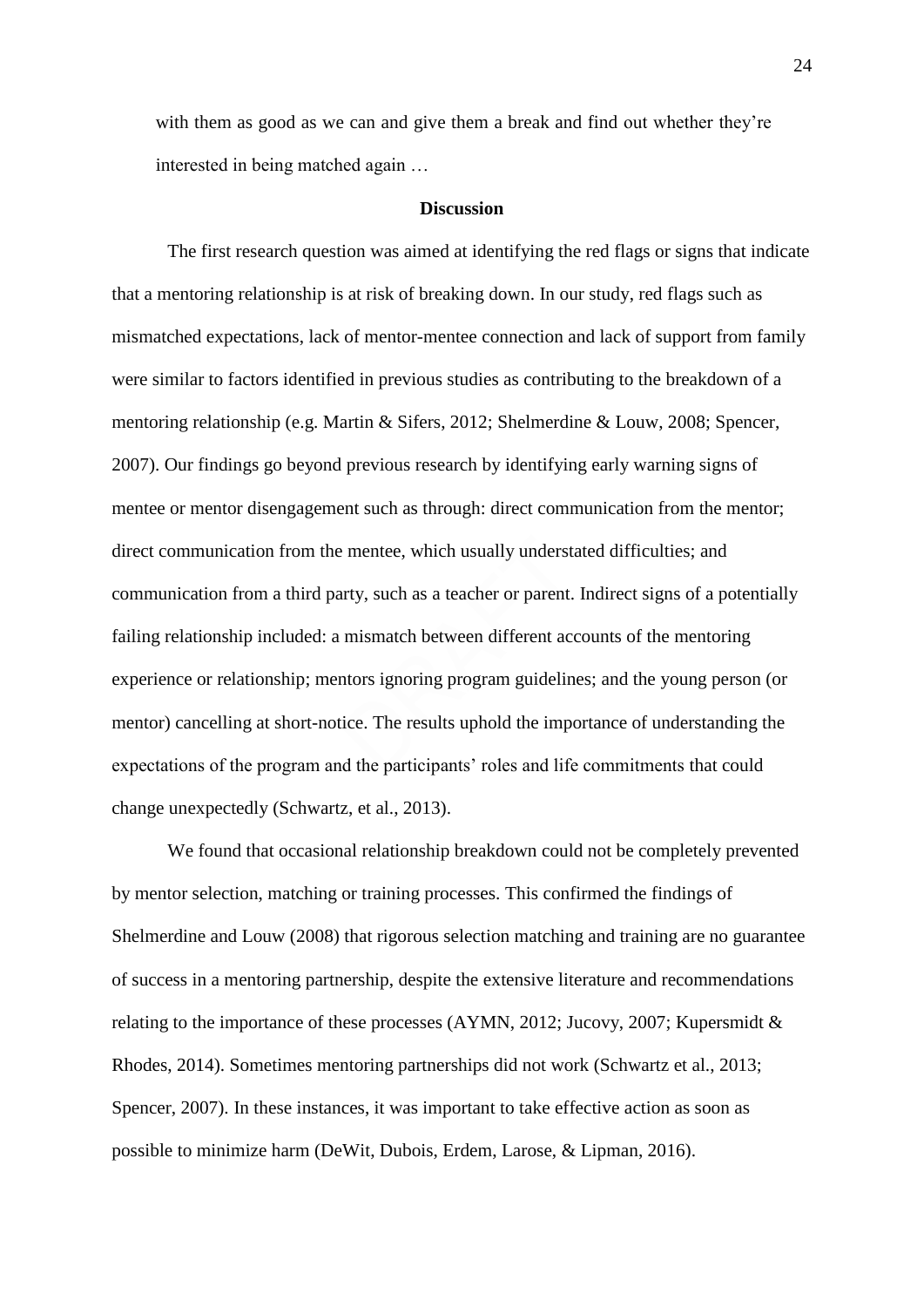with them as good as we can and give them a break and find out whether they're interested in being matched again …

## Discussion

The first research question was aimed at identifying the red flags or signs that indicate that a mentoring relationship is at risk of breaking down. In our study, red flags such as mismatched expectations, lack of mentor-mentee connection and lack of support from family were similar to factors identified in previous studies as contributing to the breakdown of a mentoring relationship (e.g. Martin & Sifers, 2012; Shelmerdine & Louw, 2008; Spencer, 2007). Our findings go beyond previous research by identifying early warning signs of mentee or mentor disengagement such as through: direct communication from the mentor; direct communication from the mentee, which usually understated difficulties; and communication from a third party, such as a teacher or parent. Indirect signs of a potentially failing relationship included: a mismatch between different accounts of the mentoring experience or relationship; mentors ignoring program guidelines; and the young person (or mentor) cancelling at short-notice. The results uphold the importance of understanding the expectations of the program and the participants' roles and life commitments that could change unexpectedly (Schwartz, et al., 2013).

We found that occasional relationship breakdown could not be completely prevented by mentor selection, matching or training processes. This confirmed the findings of Shelmerdine and Louw (2008) that rigorous selection matching and training are no guarantee of success in a mentoring partnership, despite the extensive literature and recommendations relating to the importance of these processes (AYMN, 2012; Jucovy, 2007; Kupersmidt & Rhodes, 2014). Sometimes mentoring partnerships did not work (Schwartz et al., 2013; Spencer, 2007). In these instances, it was important to take effective action as soon as possible to minimize harm (DeWit, Dubois, Erdem, Larose, & Lipman, 2016).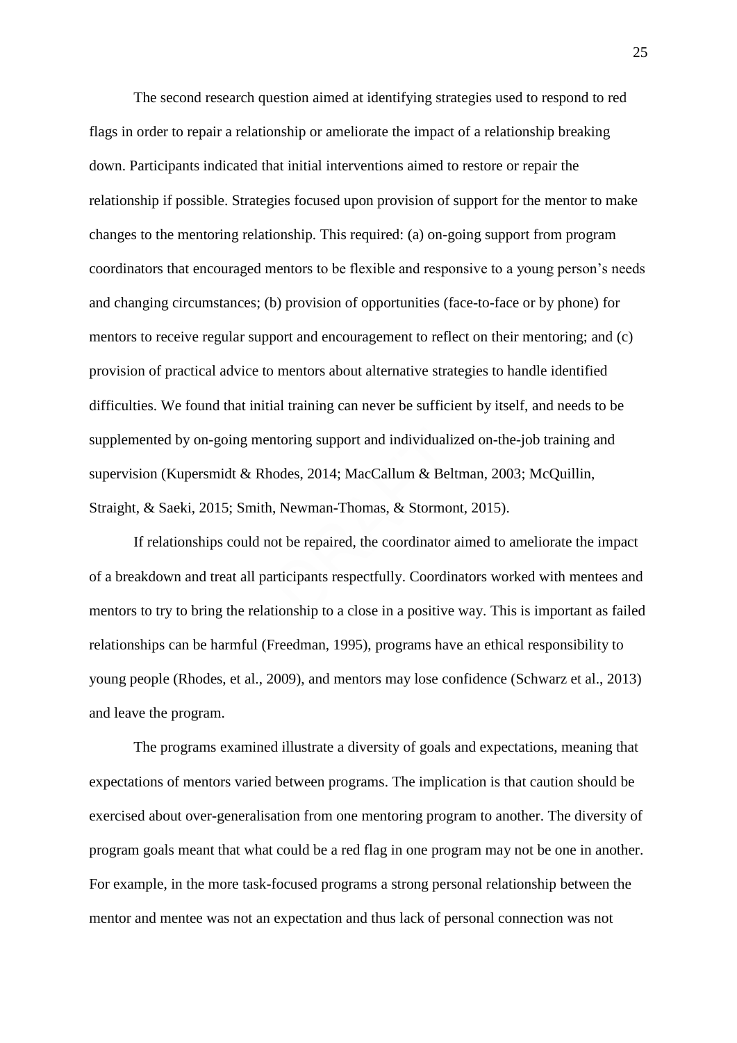The second research question aimed at identifying strategies used to respond to red flags in order to repair a relationship or ameliorate the impact of a relationship breaking down. Participants indicated that initial interventions aimed to restore or repair the relationship if possible. Strategies focused upon provision of support for the mentor to make changes to the mentoring relationship. This required: (a) on-going support from program coordinators that encouraged mentors to be flexible and responsive to a young person's needs and changing circumstances; (b) provision of opportunities (face-to-face or by phone) for mentors to receive regular support and encouragement to reflect on their mentoring; and (c) provision of practical advice to mentors about alternative strategies to handle identified difficulties. We found that initial training can never be sufficient by itself, and needs to be supplemented by on-going mentoring support and individualized on-the-job training and supervision (Kupersmidt & Rhodes, 2014; MacCallum & Beltman, 2003; McQuillin, Straight, & Saeki, 2015; Smith, Newman-Thomas, & Stormont, 2015).

If relationships could not be repaired, the coordinator aimed to ameliorate the impact of a breakdown and treat all participants respectfully. Coordinators worked with mentees and mentors to try to bring the relationship to a close in a positive way. This is important as failed relationships can be harmful (Freedman, 1995), programs have an ethical responsibility to young people (Rhodes, et al., 2009), and mentors may lose confidence (Schwarz et al., 2013) and leave the program.

The programs examined illustrate a diversity of goals and expectations, meaning that expectations of mentors varied between programs. The implication is that caution should be exercised about over-generalisation from one mentoring program to another. The diversity of program goals meant that what could be a red flag in one program may not be one in another. For example, in the more task-focused programs a strong personal relationship between the mentor and mentee was not an expectation and thus lack of personal connection was not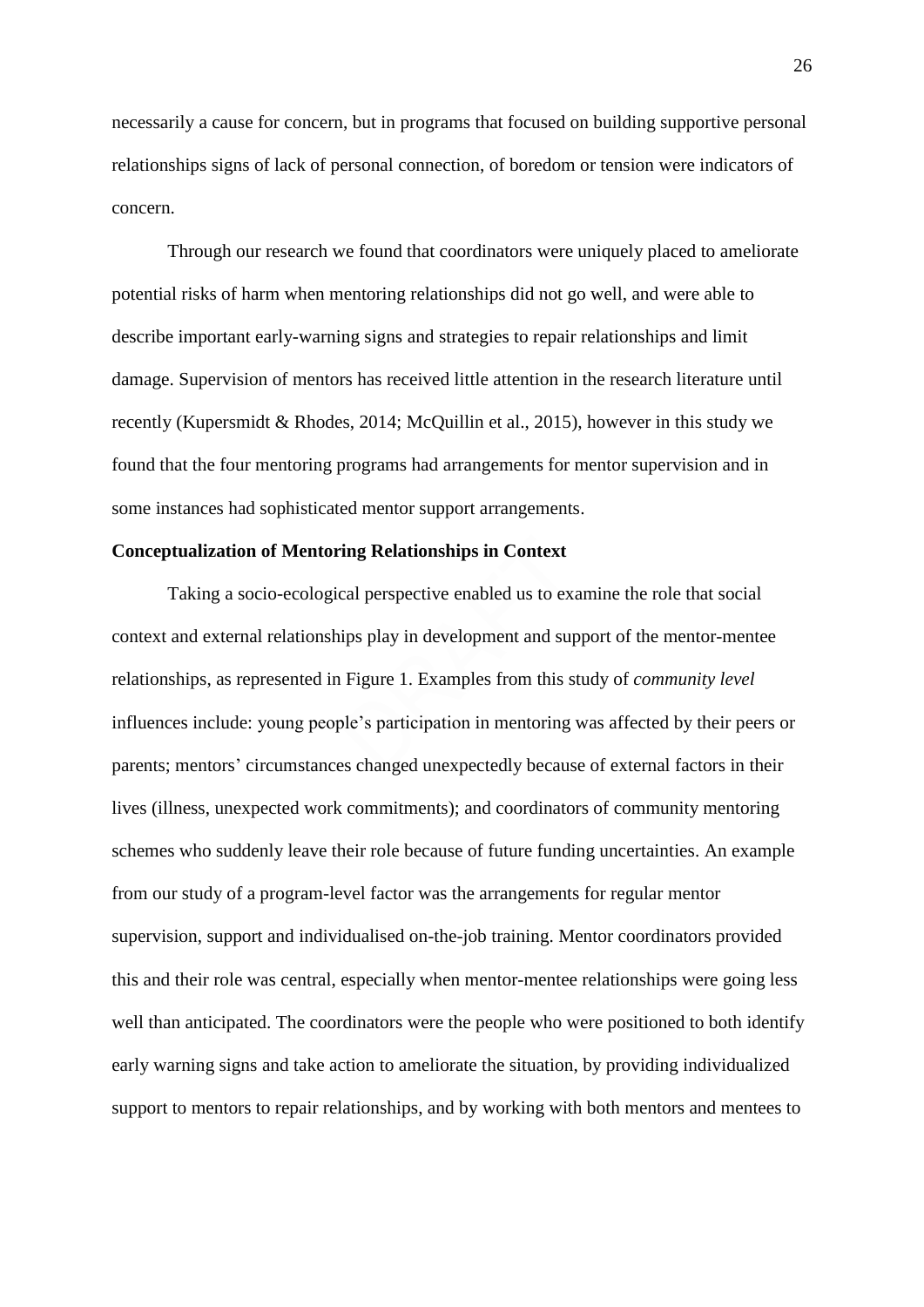necessarily a cause for concern, but in programs that focused on building supportive personal relationships signs of lack of personal connection, of boredom or tension were indicators of concern.

Through our research we found that coordinators were uniquely placed to ameliorate potential risks of harm when mentoring relationships did not go well, and were able to describe important early-warning signs and strategies to repair relationships and limit damage. Supervision of mentors has received little attention in the research literature until recently (Kupersmidt & Rhodes, 2014; McQuillin et al., 2015), however in this study we found that the four mentoring programs had arrangements for mentor supervision and in some instances had sophisticated mentor support arrangements.

**Conceptualization of Mentoring Relationships in Context**

Taking a socio-ecological perspective enabled us to examine the role that social context and external relationships play in development and support of the mentor-mentee relationships, as represented in Figure 1. Examples from this study of *community level* influences include: young people's participation in mentoring was affected by their peers or parents; mentors' circumstances changed unexpectedly because of external factors in their lives (illness, unexpected work commitments); and coordinators of community mentoring schemes who suddenly leave their role because of future funding uncertainties. An example from our study of a program-level factor was the arrangements for regular mentor supervision, support and individualised on-the-job training. Mentor coordinators provided this and their role was central, especially when mentor-mentee relationships were going less well than anticipated. The coordinators were the people who were positioned to both identify early warning signs and take action to ameliorate the situation, by providing individualized support to mentors to repair relationships, and by working with both mentors and mentees to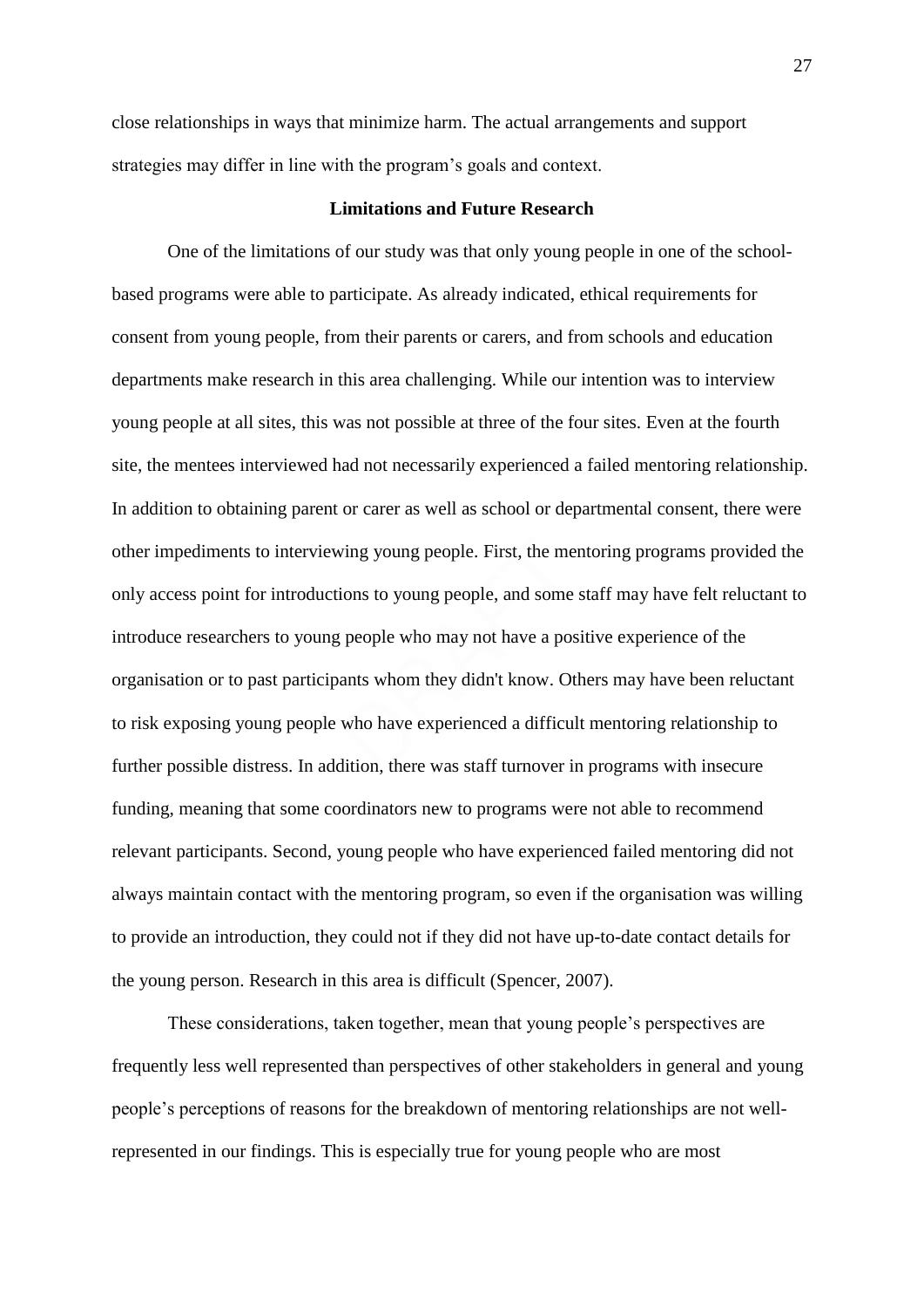close relationships in ways that minimize harm. The actual arrangements and support strategies may differ in line with the program's goals and context.

## Limitations and Future Research

One of the limitations of our study was that only young people in one of the school-based programs were able to participate. As already indicated, ethical requirements for consent from young people, from their parents or carers, and from schools and education departments make research in this area challenging. While our intention was to interview young people at all sites, this was not possible at three of the four sites. Even at the fourth site, the mentees interviewed had not necessarily experienced a failed mentoring relationship. In addition to obtaining parent or carer as well as school or departmental consent, there were other impediments to interviewing young people. First, the mentoring programs provided the only access point for introductions to young people, and some staff may have felt reluctant to introduce researchers to young people who may not have a positive experience of the organisation or to past participants whom they didn't know. Others may have been reluctant to risk exposing young people who have experienced a difficult mentoring relationship to further possible distress. In addition, there was staff turnover in programs with insecure funding, meaning that some coordinators new to programs were not able to recommend relevant participants. Second, young people who have experienced failed mentoring did not always maintain contact with the mentoring program, so even if the organisation was willing to provide an introduction, they could not if they did not have up-to-date contact details for the young person. Research in this area is difficult (Spencer, 2007).

These considerations, taken together, mean that young people's perspectives are frequently less well represented than perspectives of other stakeholders in general and young people's perceptions of reasons for the breakdown of mentoring relationships are not well-represented in our findings. This is especially true for young people who are most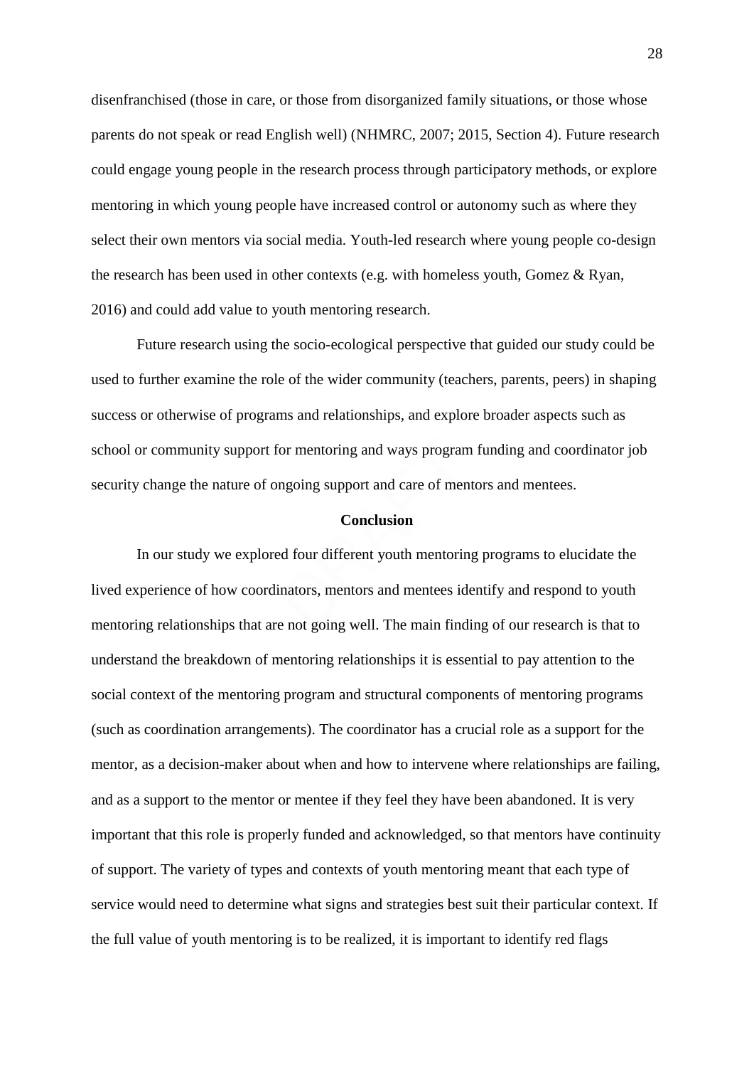disenfranchised (those in care, or those from disorganized family situations, or those whose parents do not speak or read English well) (NHMRC, 2007; 2015, Section 4). Future research could engage young people in the research process through participatory methods, or explore mentoring in which young people have increased control or autonomy such as where they select their own mentors via social media. Youth-led research where young people co-design the research has been used in other contexts (e.g. with homeless youth, Gomez & Ryan, 2016) and could add value to youth mentoring research.

Future research using the socio-ecological perspective that guided our study could be used to further examine the role of the wider community (teachers, parents, peers) in shaping success or otherwise of programs and relationships, and explore broader aspects such as school or community support for mentoring and ways program funding and coordinator job security change the nature of ongoing support and care of mentors and mentees.

## Conclusion

In our study we explored four different youth mentoring programs to elucidate the lived experience of how coordinators, mentors and mentees identify and respond to youth mentoring relationships that are not going well. The main finding of our research is that to understand the breakdown of mentoring relationships it is essential to pay attention to the social context of the mentoring program and structural components of mentoring programs (such as coordination arrangements). The coordinator has a crucial role as a support for the mentor, as a decision-maker about when and how to intervene where relationships are failing, and as a support to the mentor or mentee if they feel they have been abandoned. It is very important that this role is properly funded and acknowledged, so that mentors have continuity of support. The variety of types and contexts of youth mentoring meant that each type of service would need to determine what signs and strategies best suit their particular context. If the full value of youth mentoring is to be realized, it is important to identify red flags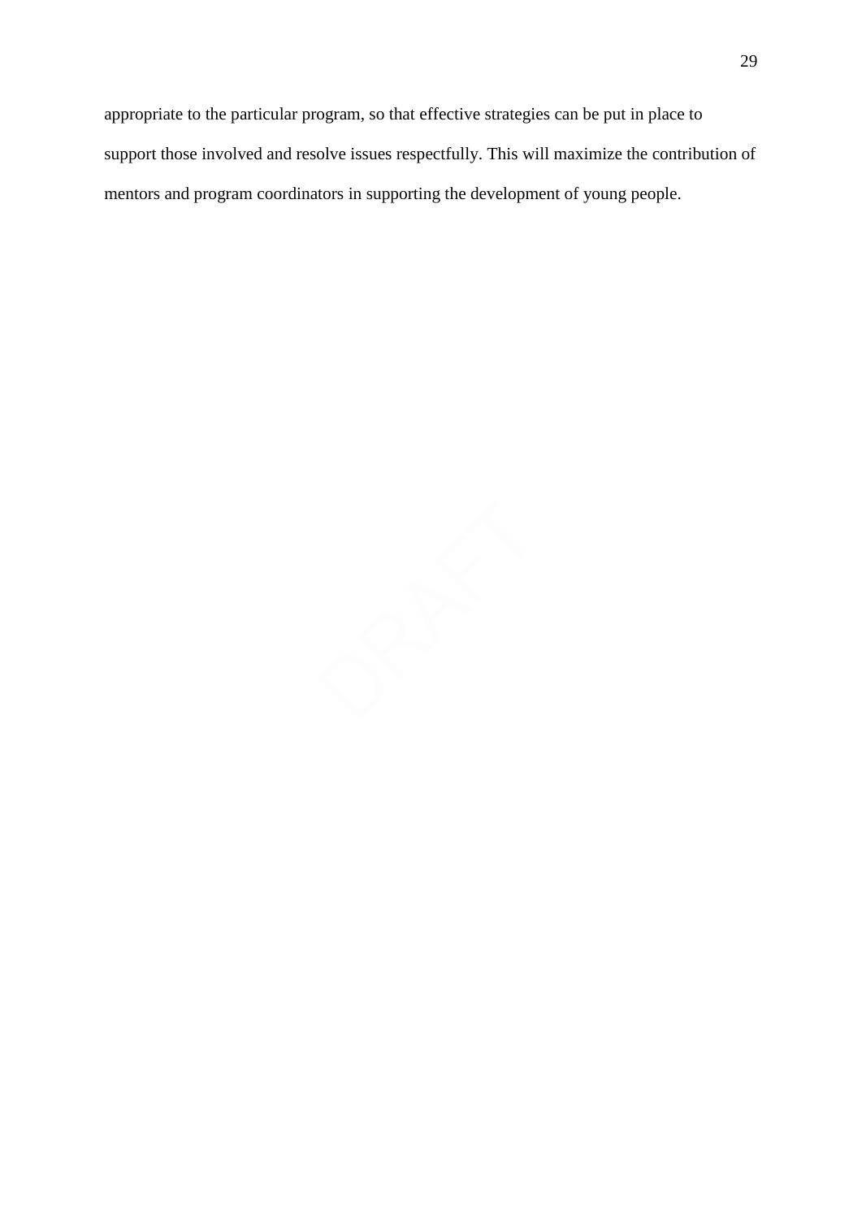appropriate to the particular program, so that effective strategies can be put in place to support those involved and resolve issues respectfully. This will maximize the contribution of mentors and program coordinators in supporting the development of young people.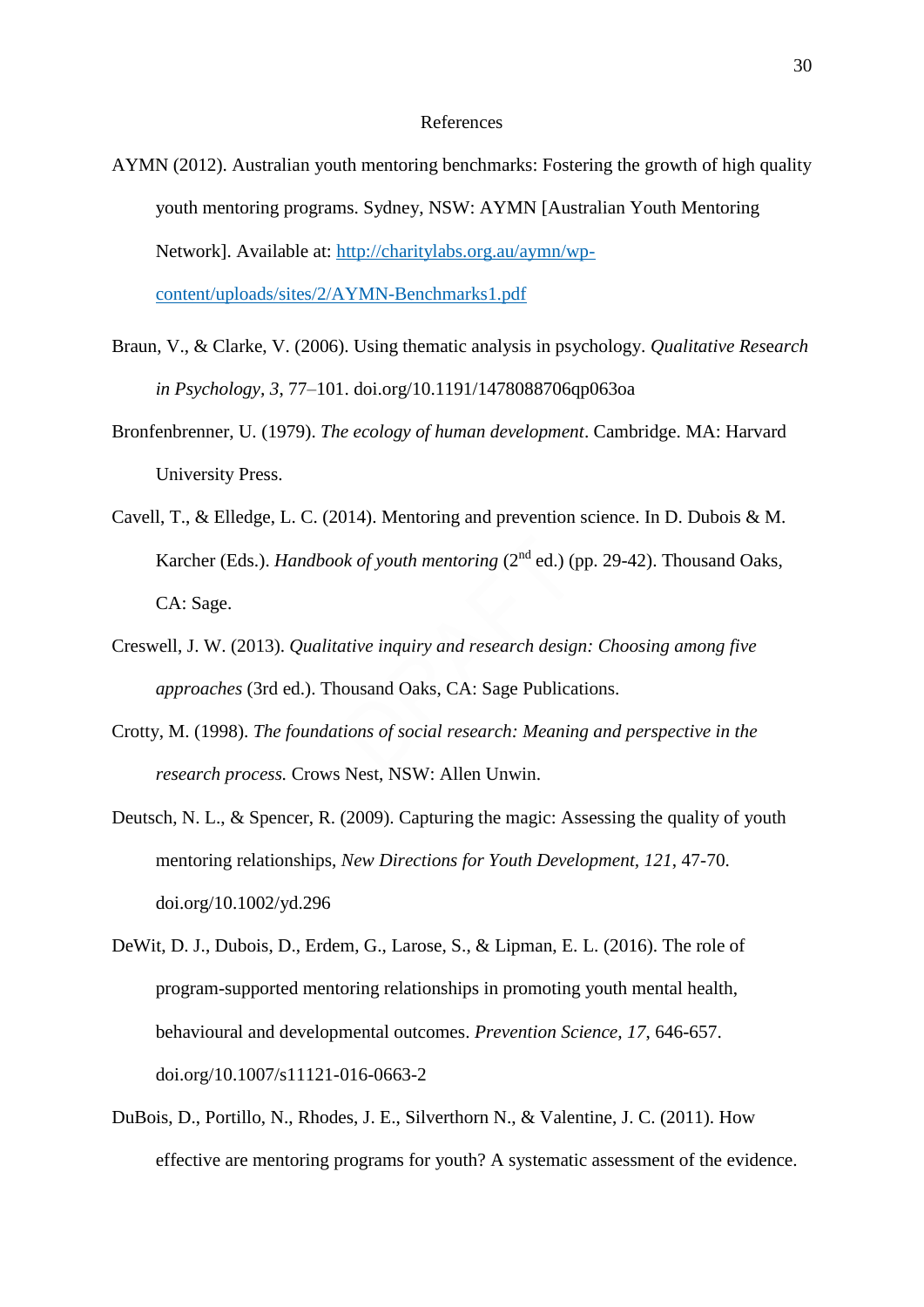# References

AYMN (2012). Australian youth mentoring benchmarks: Fostering the growth of high quality youth mentoring programs. Sydney, NSW: AYMN [Australian Youth Mentoring Network]. Available at: http://charitylabs.org.au/aymn/wp-content/uploads/sites/2/AYMN-Benchmarks1.pdf

Braun, V., & Clarke, V. (2006). Using thematic analysis in psychology. *Qualitative Research in Psychology, 3*, 77–101. doi.org/10.1191/1478088706qp063oa

Bronfenbrenner, U. (1979). *The ecology of human development*. Cambridge. MA: Harvard University Press.

Cavell, T., & Elledge, L. C. (2014). Mentoring and prevention science. In D. Dubois & M. Karcher (Eds.). *Handbook of youth mentoring* (2nd ed.) (pp. 29-42). Thousand Oaks, CA: Sage.

Creswell, J. W. (2013). *Qualitative inquiry and research design: Choosing among five approaches* (3rd ed.). Thousand Oaks, CA: Sage Publications.

Crotty, M. (1998). *The foundations of social research: Meaning and perspective in the research process.* Crows Nest, NSW: Allen Unwin.

Deutsch, N. L., & Spencer, R. (2009). Capturing the magic: Assessing the quality of youth mentoring relationships, *New Directions for Youth Development, 121*, 47-70. doi.org/10.1002/yd.296

DeWit, D. J., Dubois, D., Erdem, G., Larose, S., & Lipman, E. L. (2016). The role of program-supported mentoring relationships in promoting youth mental health, behavioural and developmental outcomes. *Prevention Science, 17*, 646-657. doi.org/10.1007/s11121-016-0663-2

DuBois, D., Portillo, N., Rhodes, J. E., Silverthorn N., & Valentine, J. C. (2011). How effective are mentoring programs for youth? A systematic assessment of the evidence.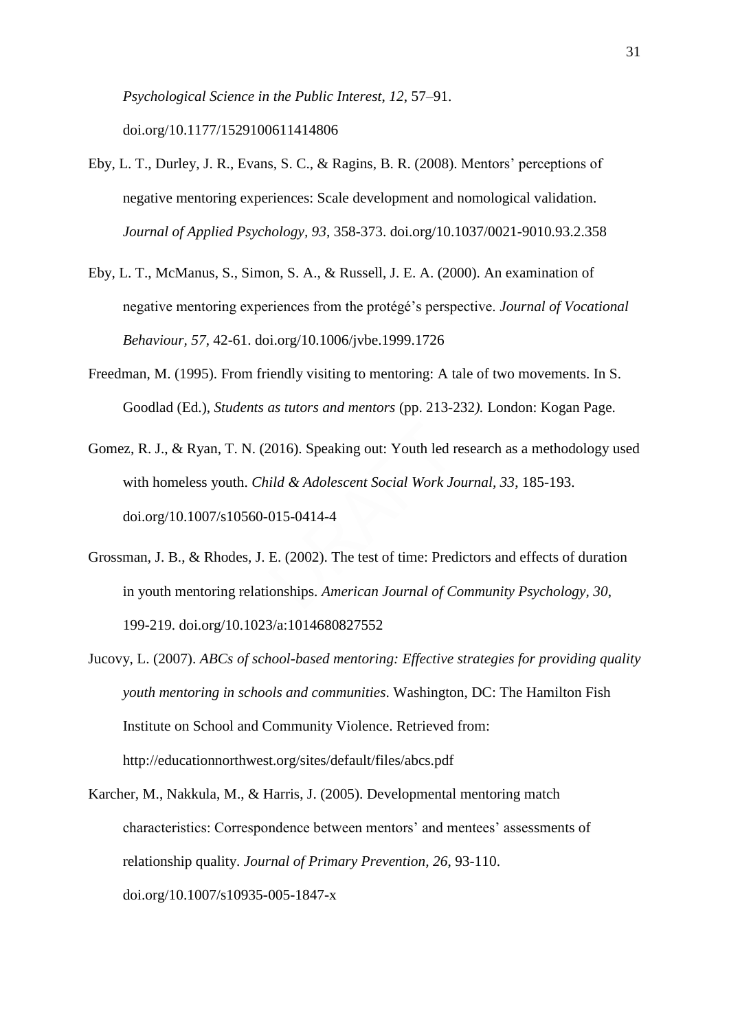*Psychological Science in the Public Interest, 12*, 57–91. doi.org/10.1177/1529100611414806

Eby, L. T., Durley, J. R., Evans, S. C., & Ragins, B. R. (2008). Mentors' perceptions of negative mentoring experiences: Scale development and nomological validation. *Journal of Applied Psychology, 93*, 358-373. doi.org/10.1037/0021-9010.93.2.358

Eby, L. T., McManus, S., Simon, S. A., & Russell, J. E. A. (2000). An examination of negative mentoring experiences from the protégé's perspective. *Journal of Vocational Behaviour, 57*, 42-61. doi.org/10.1006/jvbe.1999.1726

Freedman, M. (1995). From friendly visiting to mentoring: A tale of two movements. In S. Goodlad (Ed.), *Students as tutors and mentors* (pp. 213-232*).* London: Kogan Page.

Gomez, R. J., & Ryan, T. N. (2016). Speaking out: Youth led research as a methodology used with homeless youth. *Child & Adolescent Social Work Journal, 33*, 185-193. doi.org/10.1007/s10560-015-0414-4

Grossman, J. B., & Rhodes, J. E. (2002). The test of time: Predictors and effects of duration in youth mentoring relationships. *American Journal of Community Psychology, 30*, 199-219. doi.org/10.1023/a:1014680827552

Jucovy, L. (2007). *ABCs of school-based mentoring: Effective strategies for providing quality youth mentoring in schools and communities*. Washington, DC: The Hamilton Fish Institute on School and Community Violence. Retrieved from: http://educationnorthwest.org/sites/default/files/abcs.pdf

Karcher, M., Nakkula, M., & Harris, J. (2005). Developmental mentoring match characteristics: Correspondence between mentors' and mentees' assessments of relationship quality. *Journal of Primary Prevention, 26*, 93-110. doi.org/10.1007/s10935-005-1847-x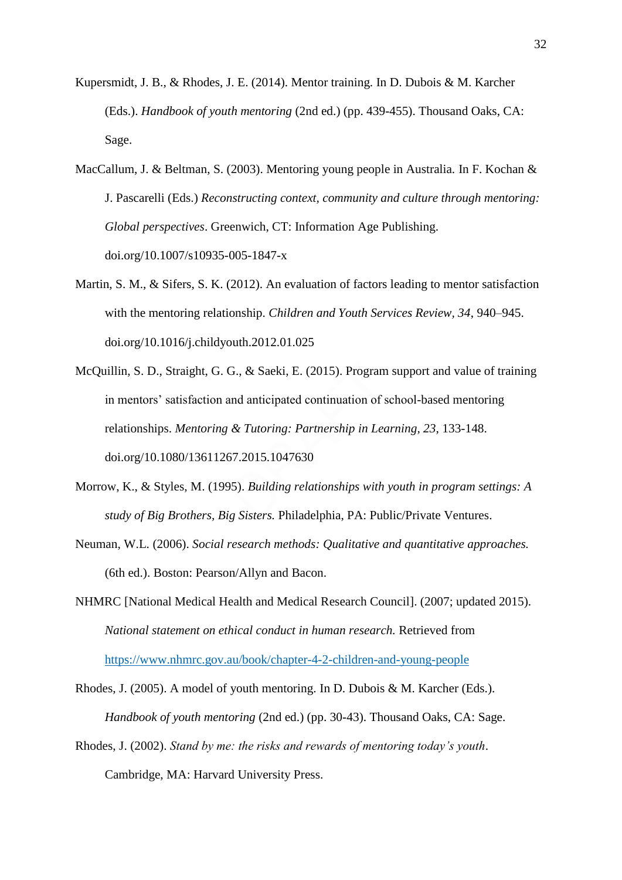Kupersmidt, J. B., & Rhodes, J. E. (2014). Mentor training. In D. Dubois & M. Karcher (Eds.). *Handbook of youth mentoring* (2nd ed.) (pp. 439-455). Thousand Oaks, CA: Sage.

MacCallum, J. & Beltman, S. (2003). Mentoring young people in Australia. In F. Kochan & J. Pascarelli (Eds.) *Reconstructing context, community and culture through mentoring: Global perspectives*. Greenwich, CT: Information Age Publishing. doi.org/10.1007/s10935-005-1847-x

Martin, S. M., & Sifers, S. K. (2012). An evaluation of factors leading to mentor satisfaction with the mentoring relationship. *Children and Youth Services Review*, *34*, 940–945. doi.org/10.1016/j.childyouth.2012.01.025

McQuillin, S. D., Straight, G. G., & Saeki, E. (2015). Program support and value of training in mentors' satisfaction and anticipated continuation of school-based mentoring relationships. *Mentoring & Tutoring: Partnership in Learning*, *23*, 133-148. doi.org/10.1080/13611267.2015.1047630

Morrow, K., & Styles, M. (1995). *Building relationships with youth in program settings: A study of Big Brothers, Big Sisters.* Philadelphia, PA: Public/Private Ventures.

Neuman, W.L. (2006). *Social research methods: Qualitative and quantitative approaches.* (6th ed.). Boston: Pearson/Allyn and Bacon.

NHMRC [National Medical Health and Medical Research Council]. (2007; updated 2015). *National statement on ethical conduct in human research.* Retrieved from https://www.nhmrc.gov.au/book/chapter-4-2-children-and-young-people

Rhodes, J. (2005). A model of youth mentoring. In D. Dubois & M. Karcher (Eds.). *Handbook of youth mentoring* (2nd ed.) (pp. 30-43). Thousand Oaks, CA: Sage.

Rhodes, J. (2002). *Stand by me: the risks and rewards of mentoring today's youth*. Cambridge, MA: Harvard University Press.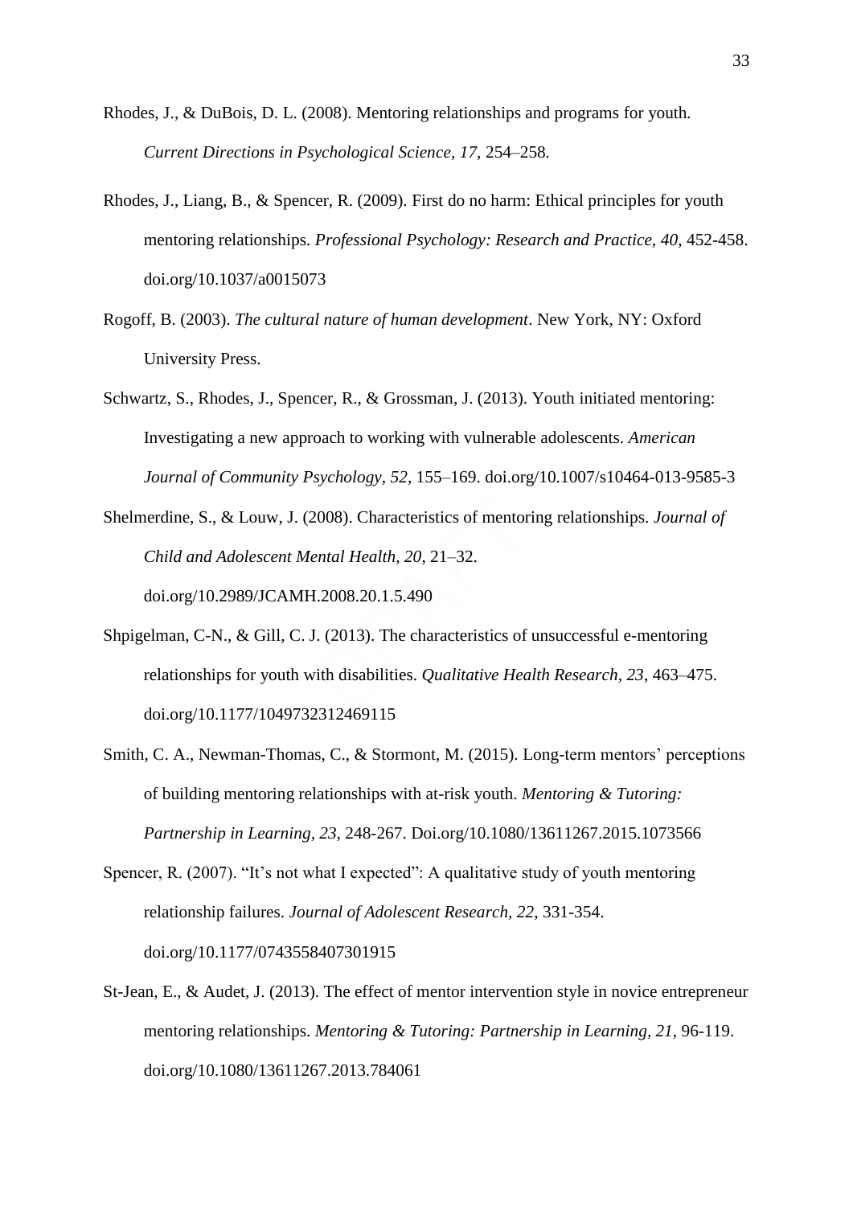Rhodes, J., & DuBois, D. L. (2008). Mentoring relationships and programs for youth. *Current Directions in Psychological Science, 17*, 254–258.

Rhodes, J., Liang, B., & Spencer, R. (2009). First do no harm: Ethical principles for youth mentoring relationships. *Professional Psychology: Research and Practice, 40*, 452-458. doi.org/10.1037/a0015073

Rogoff, B. (2003). *The cultural nature of human development*. New York, NY: Oxford University Press.

Schwartz, S., Rhodes, J., Spencer, R., & Grossman, J. (2013). Youth initiated mentoring: Investigating a new approach to working with vulnerable adolescents. *American Journal of Community Psychology, 52*, 155–169. doi.org/10.1007/s10464-013-9585-3

Shelmerdine, S., & Louw, J. (2008). Characteristics of mentoring relationships. *Journal of Child and Adolescent Mental Health, 20*, 21–32. doi.org/10.2989/JCAMH.2008.20.1.5.490

Shpigelman, C-N., & Gill, C. J. (2013). The characteristics of unsuccessful e-mentoring relationships for youth with disabilities. *Qualitative Health Research, 23*, 463–475. doi.org/10.1177/1049732312469115

Smith, C. A., Newman-Thomas, C., & Stormont, M. (2015). Long-term mentors' perceptions of building mentoring relationships with at-risk youth. *Mentoring & Tutoring: Partnership in Learning, 23*, 248-267. Doi.org/10.1080/13611267.2015.1073566

Spencer, R. (2007). "It's not what I expected": A qualitative study of youth mentoring relationship failures. *Journal of Adolescent Research, 22*, 331-354. doi.org/10.1177/0743558407301915

St-Jean, E., & Audet, J. (2013). The effect of mentor intervention style in novice entrepreneur mentoring relationships. *Mentoring & Tutoring: Partnership in Learning, 21*, 96-119. doi.org/10.1080/13611267.2013.784061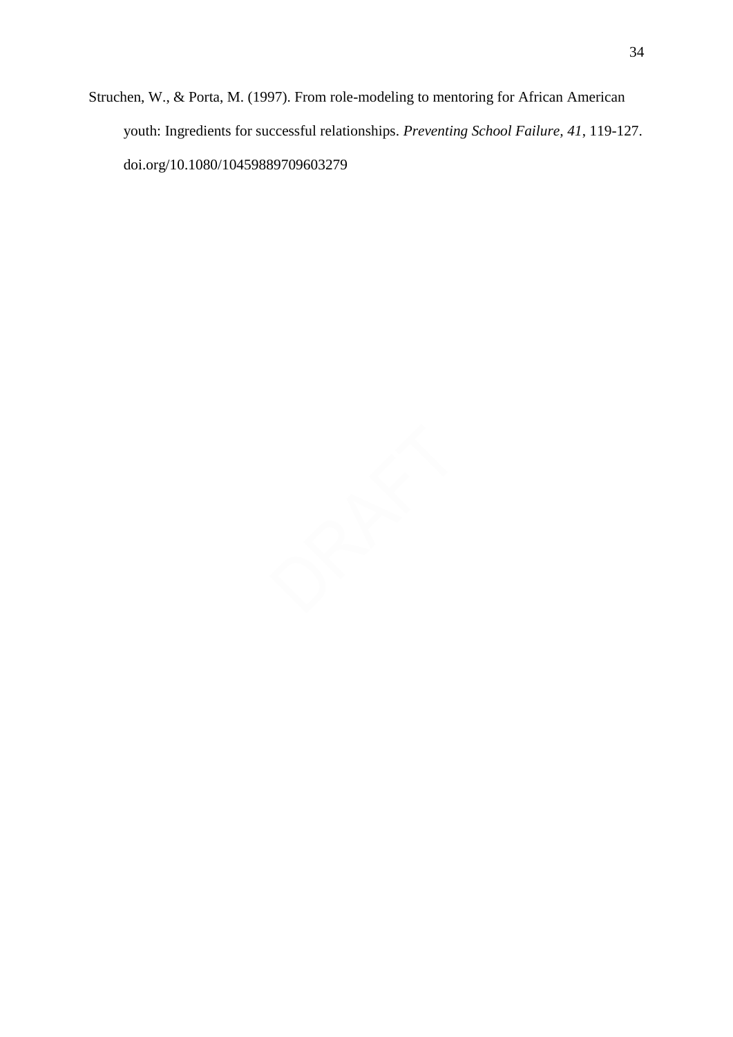Struchen, W., & Porta, M. (1997). From role-modeling to mentoring for African American youth: Ingredients for successful relationships. *Preventing School Failure*, *41*, 119-127. doi.org/10.1080/10459889709603279